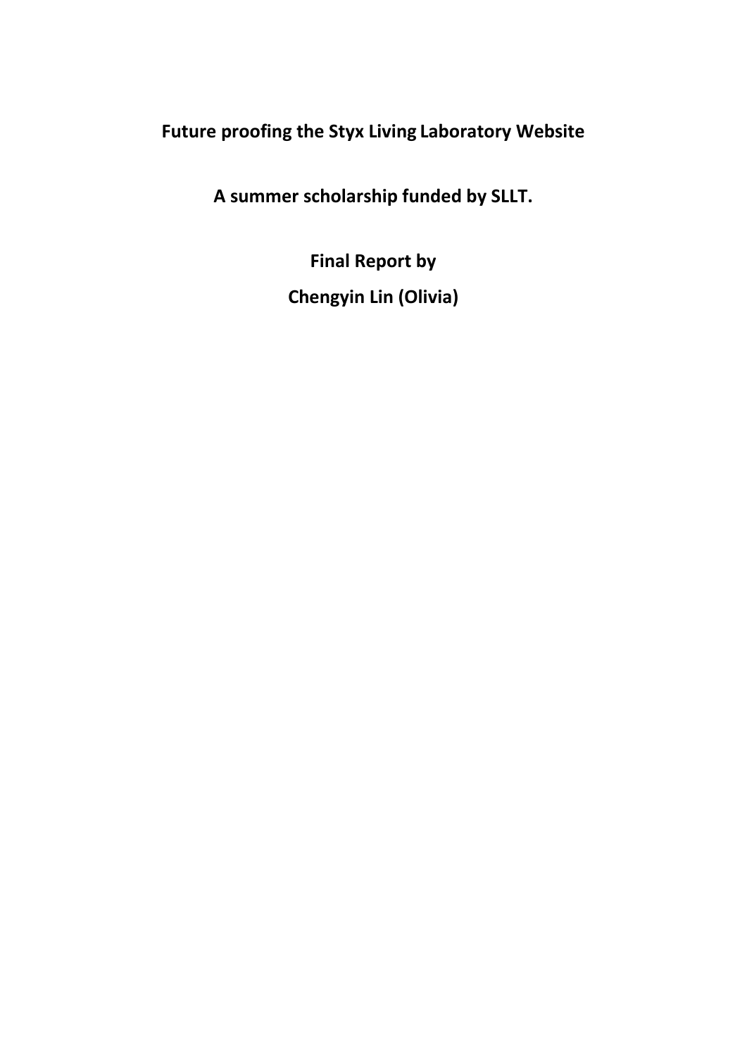# Future proofing the Styx Living Laboratory Website

**A summer scholarship funded by SLLT.**

**Final Report by**

**Chengyin Lin (Olivia)**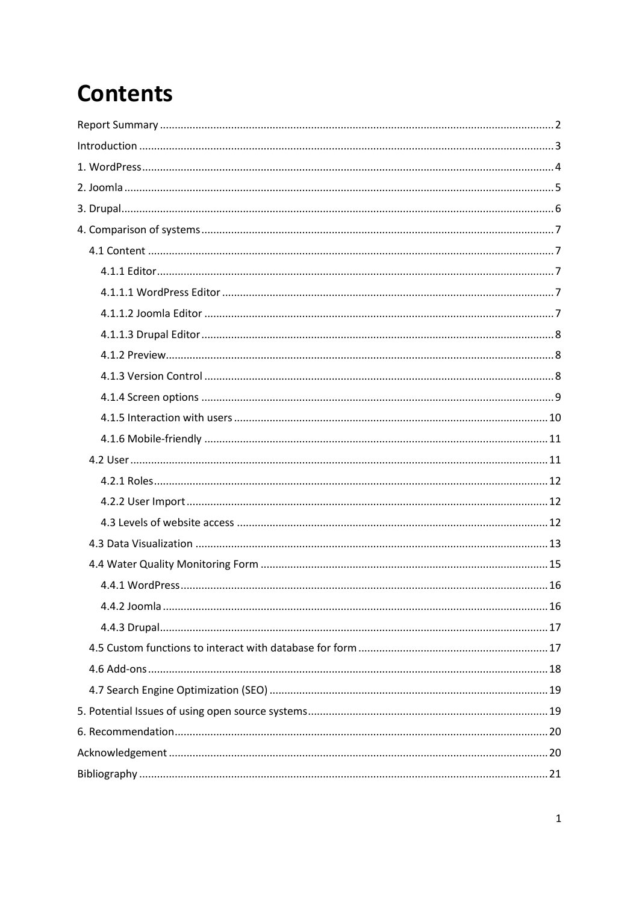# Contents

Report Summary ........................................................................................................................ 2

Introduction ............................................................................................................................... 3

1. WordPress .............................................................................................................................. 4

2. Joomla ..................................................................................................................................... 5

3. Drupal ...................................................................................................................................... 6

4. Comparison of systems .......................................................................................................... 7

- 4.1 Content ............................................................................................................................. 7
  - 4.1.1 Editor .......................................................................................................................... 7
  - 4.1.1.1 WordPress Editor ..................................................................................................... 7
  - 4.1.1.2 Joomla Editor ........................................................................................................... 7
  - 4.1.1.3 Drupal Editor ............................................................................................................ 8
  - 4.1.2 Preview ....................................................................................................................... 8
  - 4.1.3 Version Control .......................................................................................................... 8
  - 4.1.4 Screen options ........................................................................................................... 9
  - 4.1.5 Interaction with users ............................................................................................... 10
  - 4.1.6 Mobile-friendly ......................................................................................................... 11
- 4.2 User ................................................................................................................................. 11
  - 4.2.1 Roles .......................................................................................................................... 12
  - 4.2.2 User Import ............................................................................................................... 12
  - 4.3 Levels of website access ............................................................................................. 12
- 4.3 Data Visualization ........................................................................................................... 13
- 4.4 Water Quality Monitoring Form ..................................................................................... 15
  - 4.4.1 WordPress ................................................................................................................. 16
  - 4.4.2 Joomla ....................................................................................................................... 16
  - 4.4.3 Drupal ........................................................................................................................ 17
- 4.5 Custom functions to interact with database for form ..................................................... 17
- 4.6 Add-ons ........................................................................................................................... 18
- 4.7 Search Engine Optimization (SEO) .................................................................................. 19

5. Potential Issues of using open source systems ..................................................................... 19

6. Recommendation ................................................................................................................... 20

Acknowledgement ..................................................................................................................... 20

Bibliography ............................................................................................................................... 21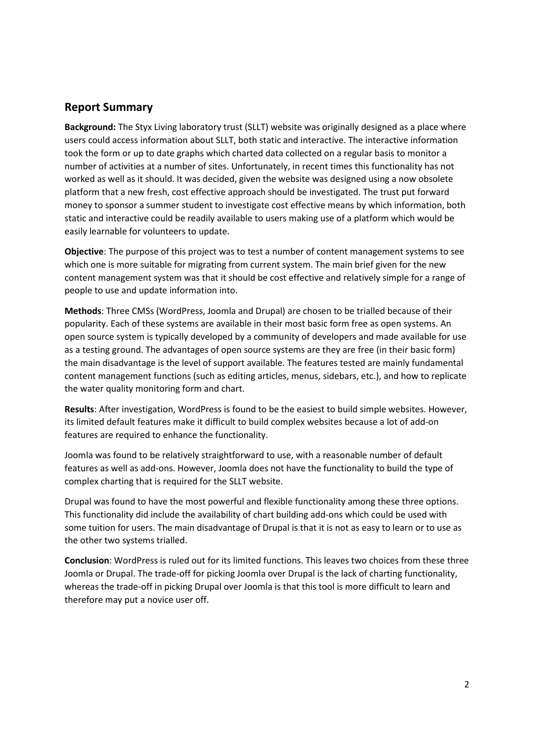## Report Summary

**Background:** The Styx Living laboratory trust (SLLT) website was originally designed as a place where users could access information about SLLT, both static and interactive. The interactive information took the form or up to date graphs which charted data collected on a regular basis to monitor a number of activities at a number of sites. Unfortunately, in recent times this functionality has not worked as well as it should. It was decided, given the website was designed using a now obsolete platform that a new fresh, cost effective approach should be investigated. The trust put forward money to sponsor a summer student to investigate cost effective means by which information, both static and interactive could be readily available to users making use of a platform which would be easily learnable for volunteers to update.

**Objective**: The purpose of this project was to test a number of content management systems to see which one is more suitable for migrating from current system. The main brief given for the new content management system was that it should be cost effective and relatively simple for a range of people to use and update information into.

**Methods**: Three CMSs (WordPress, Joomla and Drupal) are chosen to be trialled because of their popularity. Each of these systems are available in their most basic form free as open systems. An open source system is typically developed by a community of developers and made available for use as a testing ground. The advantages of open source systems are they are free (in their basic form) the main disadvantage is the level of support available. The features tested are mainly fundamental content management functions (such as editing articles, menus, sidebars, etc.), and how to replicate the water quality monitoring form and chart.

**Results**: After investigation, WordPress is found to be the easiest to build simple websites. However, its limited default features make it difficult to build complex websites because a lot of add-on features are required to enhance the functionality.

Joomla was found to be relatively straightforward to use, with a reasonable number of default features as well as add-ons. However, Joomla does not have the functionality to build the type of complex charting that is required for the SLLT website.

Drupal was found to have the most powerful and flexible functionality among these three options. This functionality did include the availability of chart building add-ons which could be used with some tuition for users. The main disadvantage of Drupal is that it is not as easy to learn or to use as the other two systems trialled.

**Conclusion**: WordPress is ruled out for its limited functions. This leaves two choices from these three Joomla or Drupal. The trade-off for picking Joomla over Drupal is the lack of charting functionality, whereas the trade-off in picking Drupal over Joomla is that this tool is more difficult to learn and therefore may put a novice user off.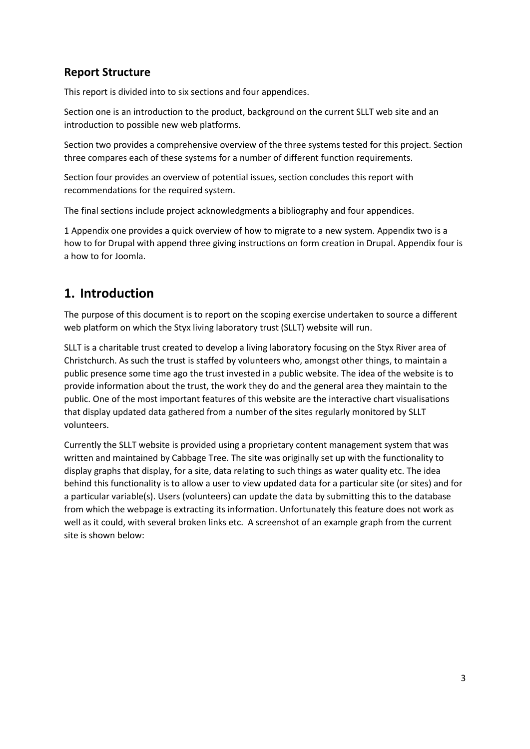## Report Structure

This report is divided into to six sections and four appendices.

Section one is an introduction to the product, background on the current SLLT web site and an introduction to possible new web platforms.

Section two provides a comprehensive overview of the three systems tested for this project. Section three compares each of these systems for a number of different function requirements.

Section four provides an overview of potential issues, section concludes this report with recommendations for the required system.

The final sections include project acknowledgments a bibliography and four appendices.

1 Appendix one provides a quick overview of how to migrate to a new system. Appendix two is a how to for Drupal with append three giving instructions on form creation in Drupal. Appendix four is a how to for Joomla.

# 1. Introduction

The purpose of this document is to report on the scoping exercise undertaken to source a different web platform on which the Styx living laboratory trust (SLLT) website will run.

SLLT is a charitable trust created to develop a living laboratory focusing on the Styx River area of Christchurch. As such the trust is staffed by volunteers who, amongst other things, to maintain a public presence some time ago the trust invested in a public website. The idea of the website is to provide information about the trust, the work they do and the general area they maintain to the public. One of the most important features of this website are the interactive chart visualisations that display updated data gathered from a number of the sites regularly monitored by SLLT volunteers.

Currently the SLLT website is provided using a proprietary content management system that was written and maintained by Cabbage Tree. The site was originally set up with the functionality to display graphs that display, for a site, data relating to such things as water quality etc. The idea behind this functionality is to allow a user to view updated data for a particular site (or sites) and for a particular variable(s). Users (volunteers) can update the data by submitting this to the database from which the webpage is extracting its information. Unfortunately this feature does not work as well as it could, with several broken links etc. A screenshot of an example graph from the current site is shown below: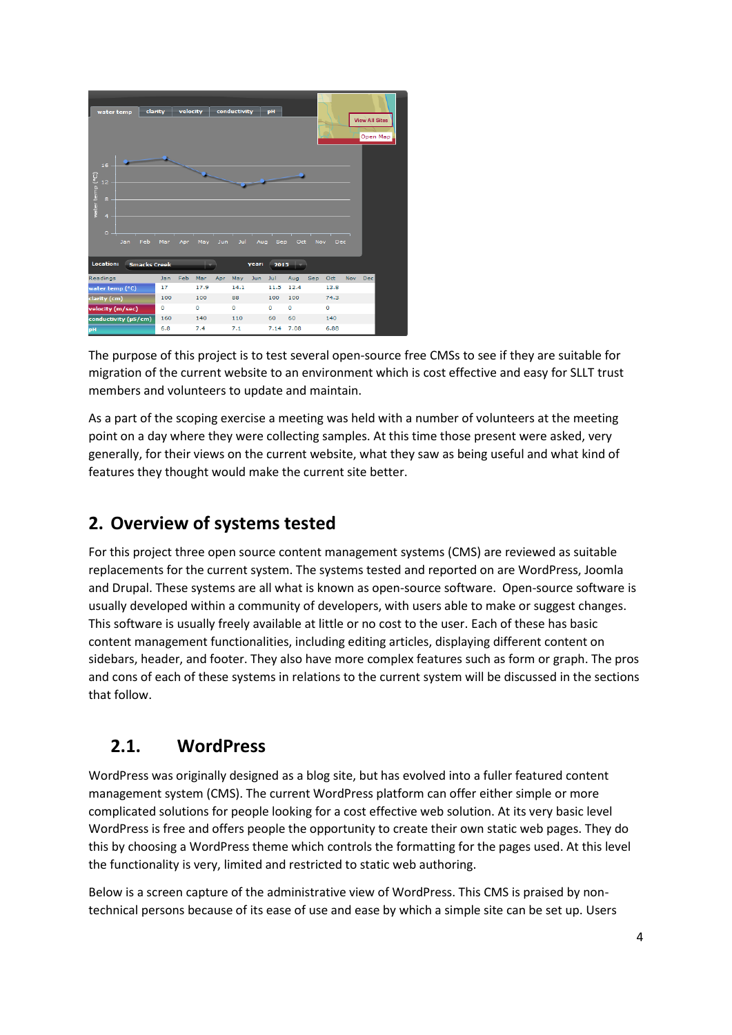water temp | clarity | velocity | conductivity | pH

View All Sites

Open Map

water temp (°C)

16
12
8
4
0

Jan Feb Mar Apr May Jun Jul Aug Sep Oct Nov Dec

Location: Smacks Creek

Year: 2015

| Readings | Jan | Feb | Mar | Apr | May | Jun | Jul | Aug | Sep | Oct | Nov | Dec |
|---|---|---|---|---|---|---|---|---|---|---|---|---|
| water temp (°C) | 17 | | 17.9 | | 14.1 | | 11.5 | 12.4 | | 13.8 | | |
| clarity (cm) | 100 | | 100 | | 88 | | 100 | 100 | | 74.3 | | |
| velocity (m/sec) | 0 | | 0 | | 0 | | 0 | 0 | | 0 | | |
| conductivity (µS/cm) | 160 | | 140 | | 110 | | 60 | 60 | | 140 | | |
| pH | 6.8 | | 7.4 | | 7.1 | | 7.14 | 7.08 | | 6.88 | | |

The purpose of this project is to test several open-source free CMSs to see if they are suitable for migration of the current website to an environment which is cost effective and easy for SLLT trust members and volunteers to update and maintain.

As a part of the scoping exercise a meeting was held with a number of volunteers at the meeting point on a day where they were collecting samples. At this time those present were asked, very generally, for their views on the current website, what they saw as being useful and what kind of features they thought would make the current site better.

## 2. Overview of systems tested

For this project three open source content management systems (CMS) are reviewed as suitable replacements for the current system. The systems tested and reported on are WordPress, Joomla and Drupal. These systems are all what is known as open-source software. Open-source software is usually developed within a community of developers, with users able to make or suggest changes. This software is usually freely available at little or no cost to the user. Each of these has basic content management functionalities, including editing articles, displaying different content on sidebars, header, and footer. They also have more complex features such as form or graph. The pros and cons of each of these systems in relations to the current system will be discussed in the sections that follow.

### 2.1. WordPress

WordPress was originally designed as a blog site, but has evolved into a fuller featured content management system (CMS). The current WordPress platform can offer either simple or more complicated solutions for people looking for a cost effective web solution. At its very basic level WordPress is free and offers people the opportunity to create their own static web pages. They do this by choosing a WordPress theme which controls the formatting for the pages used. At this level the functionality is very, limited and restricted to static web authoring.

Below is a screen capture of the administrative view of WordPress. This CMS is praised by non-technical persons because of its ease of use and ease by which a simple site can be set up. Users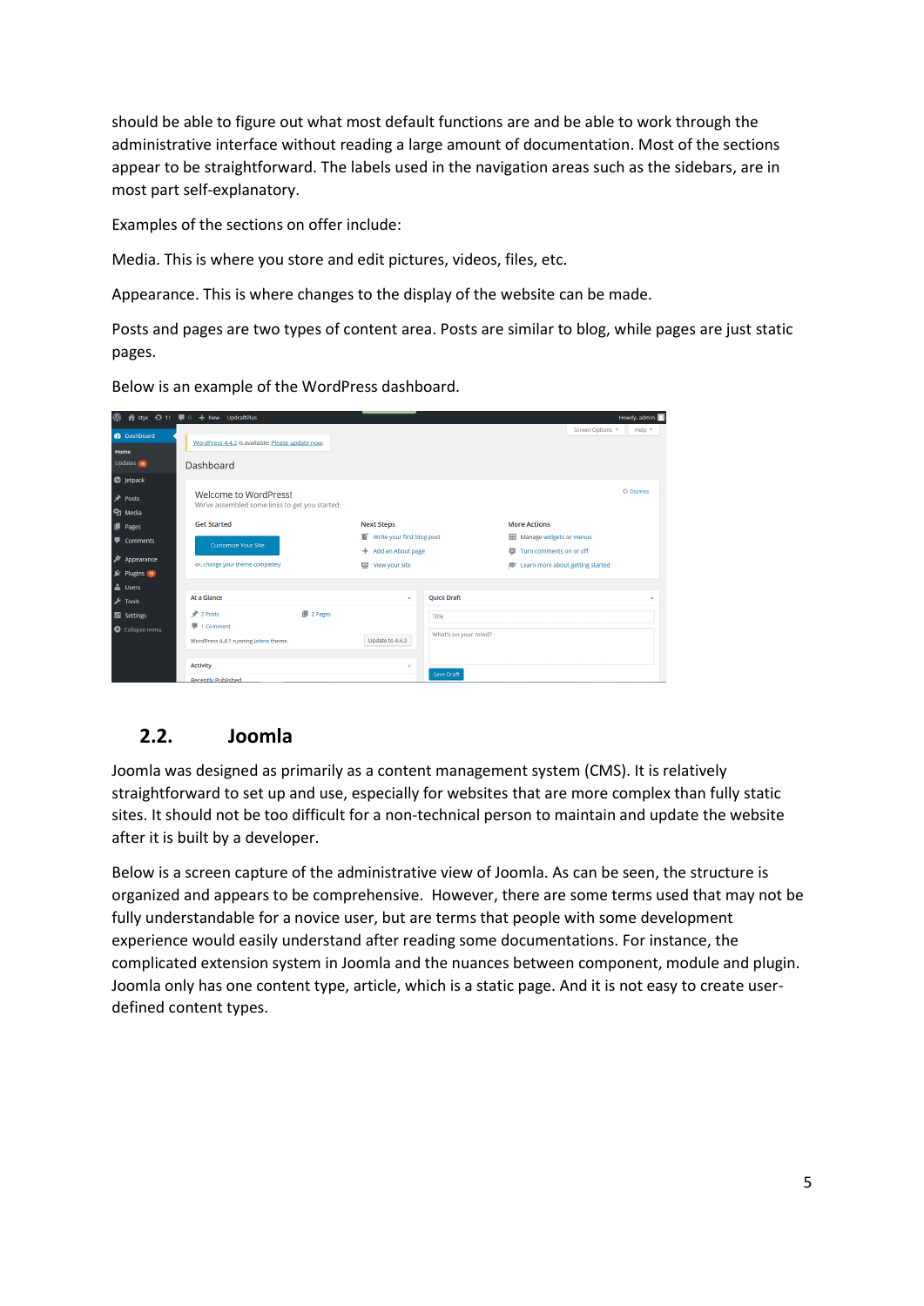should be able to figure out what most default functions are and be able to work through the administrative interface without reading a large amount of documentation. Most of the sections appear to be straightforward. The labels used in the navigation areas such as the sidebars, are in most part self-explanatory.

Examples of the sections on offer include:

Media. This is where you store and edit pictures, videos, files, etc.

Appearance. This is where changes to the display of the website can be made.

Posts and pages are two types of content area. Posts are similar to blog, while pages are just static pages.

Below is an example of the WordPress dashboard.

## 2.2. Joomla

Joomla was designed as primarily as a content management system (CMS). It is relatively straightforward to set up and use, especially for websites that are more complex than fully static sites. It should not be too difficult for a non-technical person to maintain and update the website after it is built by a developer.

Below is a screen capture of the administrative view of Joomla. As can be seen, the structure is organized and appears to be comprehensive. However, there are some terms used that may not be fully understandable for a novice user, but are terms that people with some development experience would easily understand after reading some documentations. For instance, the complicated extension system in Joomla and the nuances between component, module and plugin. Joomla only has one content type, article, which is a static page. And it is not easy to create user-defined content types.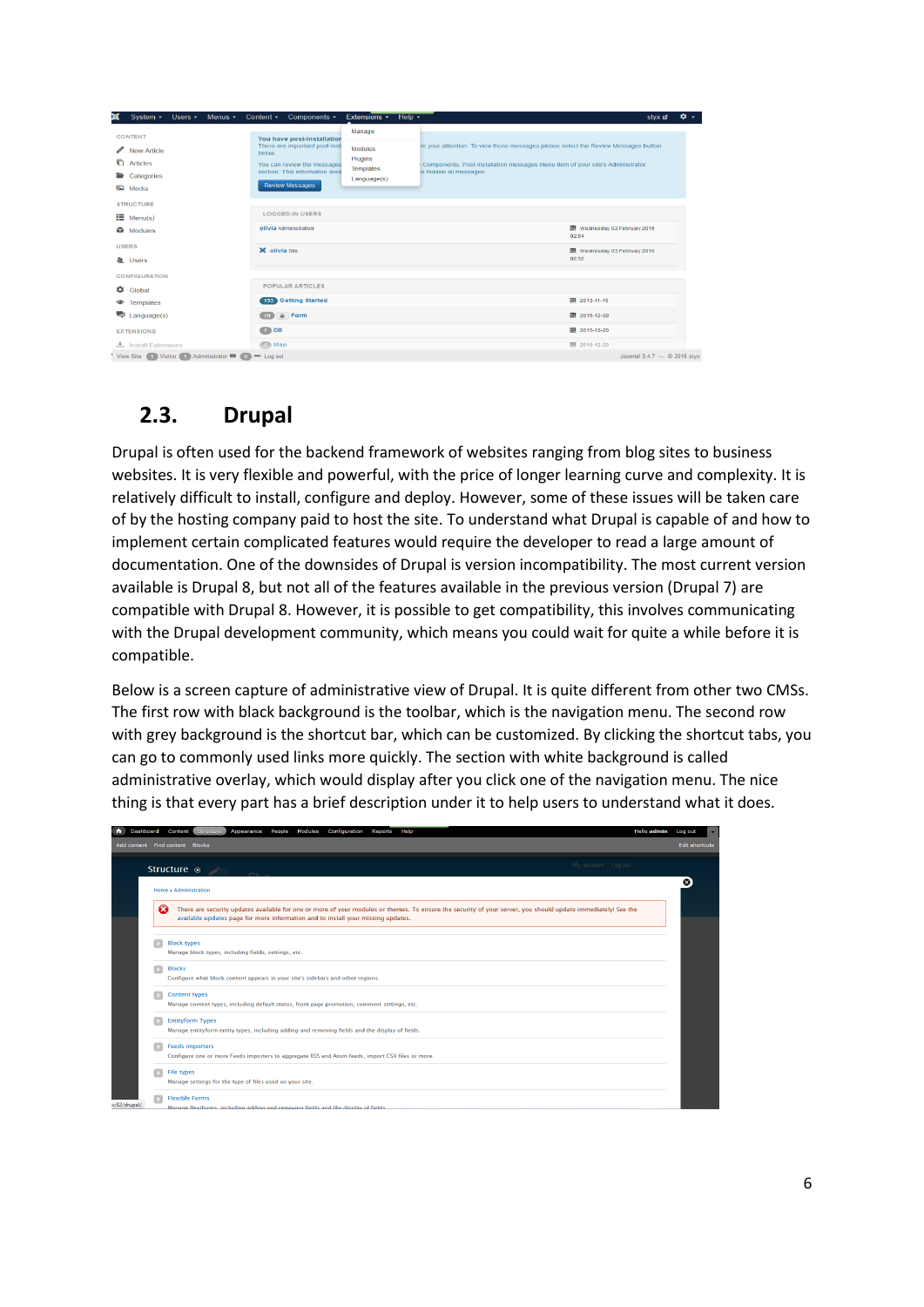## 2.3. Drupal

Drupal is often used for the backend framework of websites ranging from blog sites to business websites. It is very flexible and powerful, with the price of longer learning curve and complexity. It is relatively difficult to install, configure and deploy. However, some of these issues will be taken care of by the hosting company paid to host the site. To understand what Drupal is capable of and how to implement certain complicated features would require the developer to read a large amount of documentation. One of the downsides of Drupal is version incompatibility. The most current version available is Drupal 8, but not all of the features available in the previous version (Drupal 7) are compatible with Drupal 8. However, it is possible to get compatibility, this involves communicating with the Drupal development community, which means you could wait for quite a while before it is compatible.

Below is a screen capture of administrative view of Drupal. It is quite different from other two CMSs. The first row with black background is the toolbar, which is the navigation menu. The second row with grey background is the shortcut bar, which can be customized. By clicking the shortcut tabs, you can go to commonly used links more quickly. The section with white background is called administrative overlay, which would display after you click one of the navigation menu. The nice thing is that every part has a brief description under it to help users to understand what it does.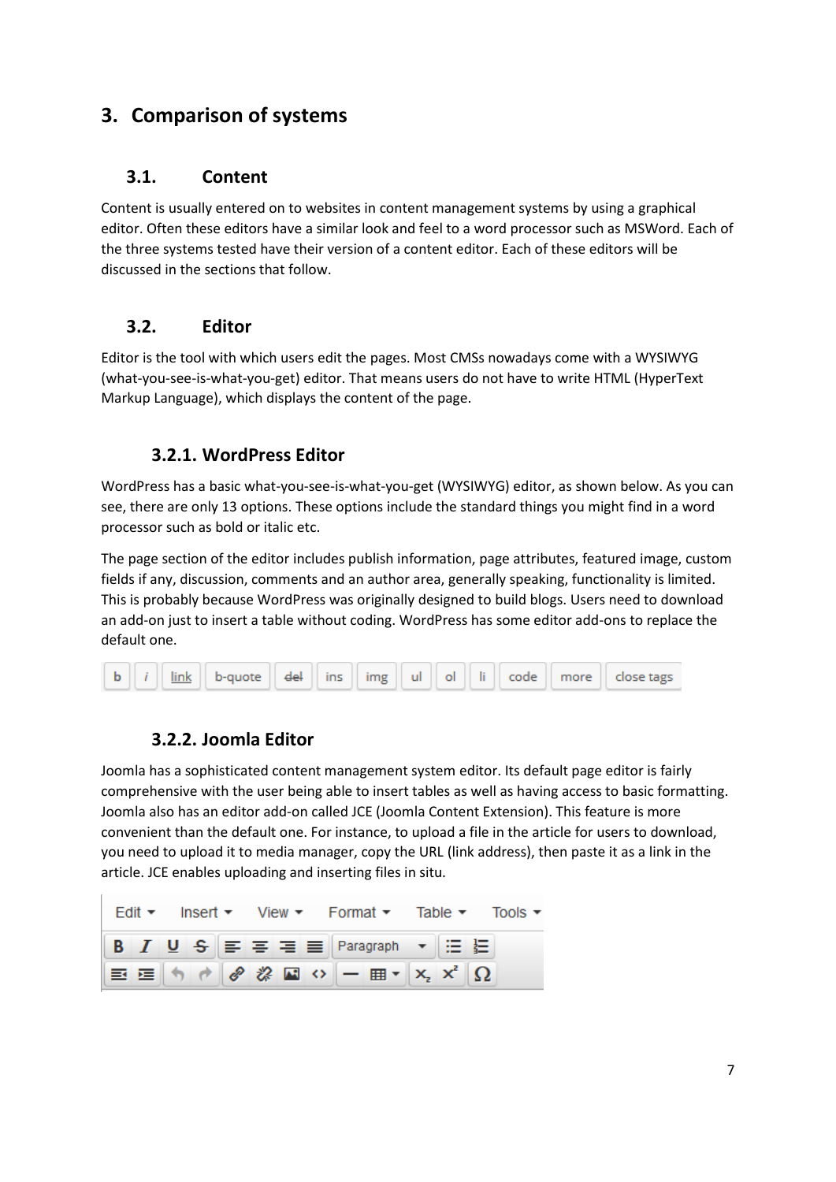# 3. Comparison of systems

## 3.1. Content

Content is usually entered on to websites in content management systems by using a graphical editor. Often these editors have a similar look and feel to a word processor such as MSWord. Each of the three systems tested have their version of a content editor. Each of these editors will be discussed in the sections that follow.

## 3.2. Editor

Editor is the tool with which users edit the pages. Most CMSs nowadays come with a WYSIWYG (what-you-see-is-what-you-get) editor. That means users do not have to write HTML (HyperText Markup Language), which displays the content of the page.

### 3.2.1. WordPress Editor

WordPress has a basic what-you-see-is-what-you-get (WYSIWYG) editor, as shown below. As you can see, there are only 13 options. These options include the standard things you might find in a word processor such as bold or italic etc.

The page section of the editor includes publish information, page attributes, featured image, custom fields if any, discussion, comments and an author area, generally speaking, functionality is limited. This is probably because WordPress was originally designed to build blogs. Users need to download an add-on just to insert a table without coding. WordPress has some editor add-ons to replace the default one.

b | i | link | b-quote | del | ins | img | ul | ol | li | code | more | close tags

### 3.2.2. Joomla Editor

Joomla has a sophisticated content management system editor. Its default page editor is fairly comprehensive with the user being able to insert tables as well as having access to basic formatting. Joomla also has an editor add-on called JCE (Joomla Content Extension). This feature is more convenient than the default one. For instance, to upload a file in the article for users to download, you need to upload it to media manager, copy the URL (link address), then paste it as a link in the article. JCE enables uploading and inserting files in situ.

Edit ▾ Insert ▾ View ▾ Format ▾ Table ▾ Tools ▾

B I U S | Paragraph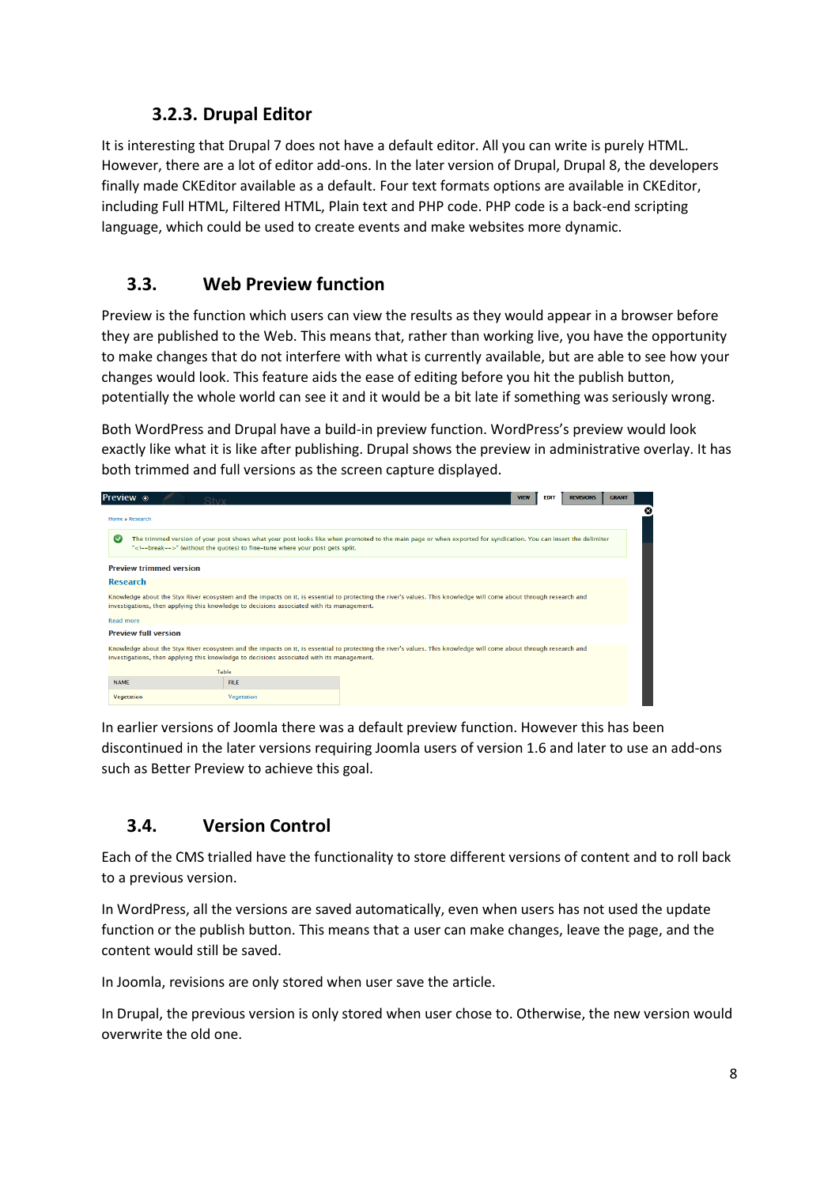### 3.2.3. Drupal Editor

It is interesting that Drupal 7 does not have a default editor. All you can write is purely HTML. However, there are a lot of editor add-ons. In the later version of Drupal, Drupal 8, the developers finally made CKEditor available as a default. Four text formats options are available in CKEditor, including Full HTML, Filtered HTML, Plain text and PHP code. PHP code is a back-end scripting language, which could be used to create events and make websites more dynamic.

## 3.3. Web Preview function

Preview is the function which users can view the results as they would appear in a browser before they are published to the Web. This means that, rather than working live, you have the opportunity to make changes that do not interfere with what is currently available, but are able to see how your changes would look. This feature aids the ease of editing before you hit the publish button, potentially the whole world can see it and it would be a bit late if something was seriously wrong.

Both WordPress and Drupal have a build-in preview function. WordPress's preview would look exactly like what it is like after publishing. Drupal shows the preview in administrative overlay. It has both trimmed and full versions as the screen capture displayed.

In earlier versions of Joomla there was a default preview function. However this has been discontinued in the later versions requiring Joomla users of version 1.6 and later to use an add-ons such as Better Preview to achieve this goal.

## 3.4. Version Control

Each of the CMS trialled have the functionality to store different versions of content and to roll back to a previous version.

In WordPress, all the versions are saved automatically, even when users has not used the update function or the publish button. This means that a user can make changes, leave the page, and the content would still be saved.

In Joomla, revisions are only stored when user save the article.

In Drupal, the previous version is only stored when user chose to. Otherwise, the new version would overwrite the old one.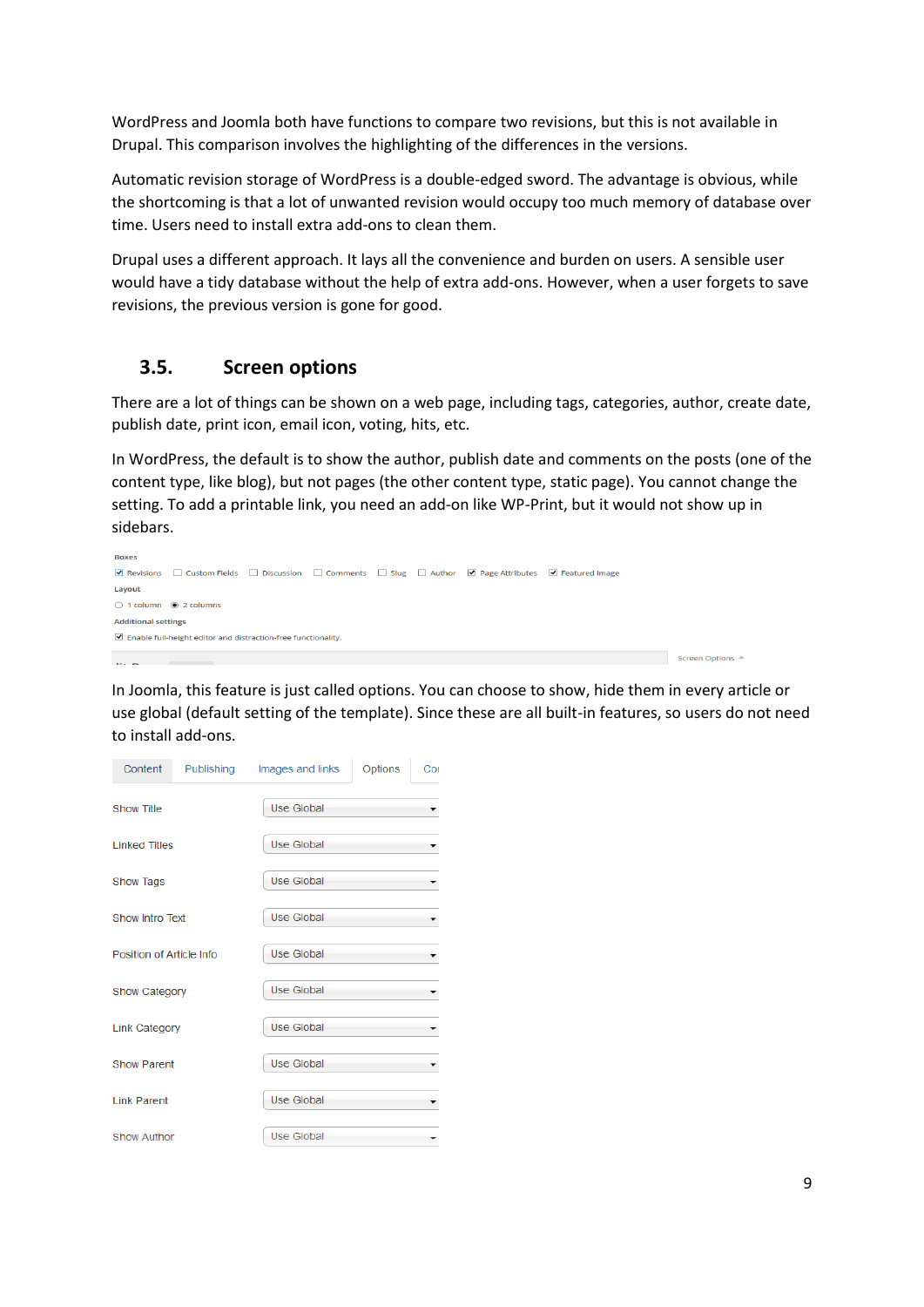WordPress and Joomla both have functions to compare two revisions, but this is not available in Drupal. This comparison involves the highlighting of the differences in the versions.

Automatic revision storage of WordPress is a double-edged sword. The advantage is obvious, while the shortcoming is that a lot of unwanted revision would occupy too much memory of database over time. Users need to install extra add-ons to clean them.

Drupal uses a different approach. It lays all the convenience and burden on users. A sensible user would have a tidy database without the help of extra add-ons. However, when a user forgets to save revisions, the previous version is gone for good.

## 3.5. Screen options

There are a lot of things can be shown on a web page, including tags, categories, author, create date, publish date, print icon, email icon, voting, hits, etc.

In WordPress, the default is to show the author, publish date and comments on the posts (one of the content type, like blog), but not pages (the other content type, static page). You cannot change the setting. To add a printable link, you need an add-on like WP-Print, but it would not show up in sidebars.

In Joomla, this feature is just called options. You can choose to show, hide them in every article or use global (default setting of the template). Since these are all built-in features, so users do not need to install add-ons.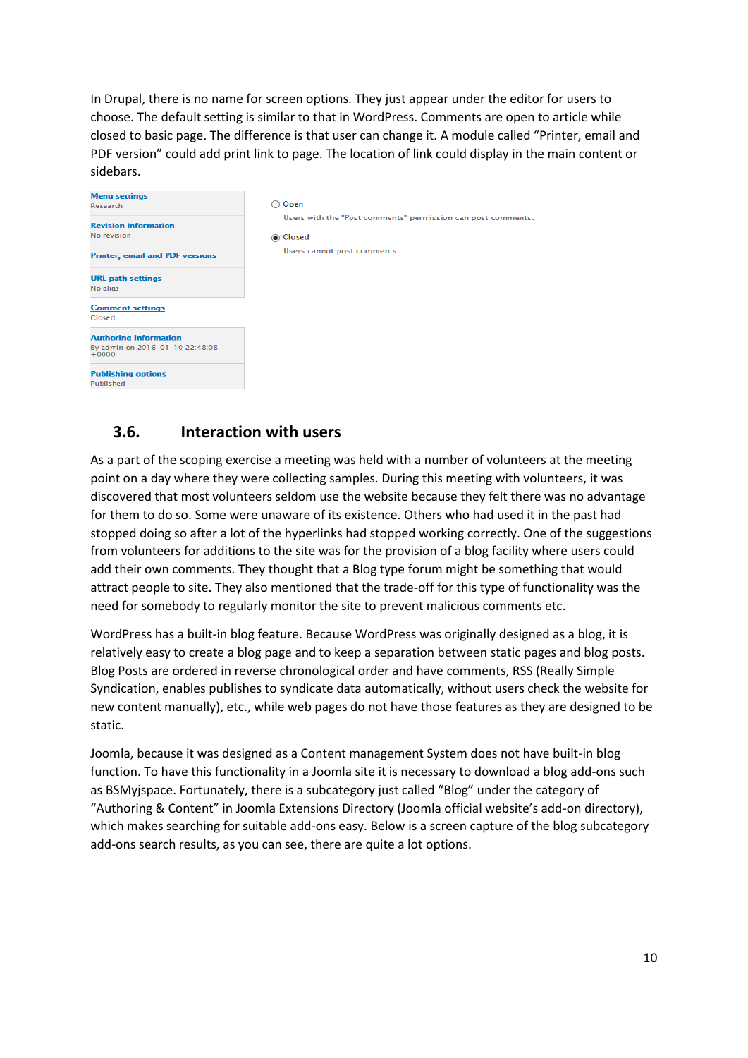In Drupal, there is no name for screen options. They just appear under the editor for users to choose. The default setting is similar to that in WordPress. Comments are open to article while closed to basic page. The difference is that user can change it. A module called “Printer, email and PDF version” could add print link to page. The location of link could display in the main content or sidebars.

Menu settings
Research

Revision information
No revision

Printer, email and PDF versions

URL path settings
No alias

Comment settings
Closed

Authoring information
By admin on 2016-01-10 22:48:08 +0000

Publishing options
Published

Open
Users with the "Post comments" permission can post comments.

Closed
Users cannot post comments.

## 3.6. Interaction with users

As a part of the scoping exercise a meeting was held with a number of volunteers at the meeting point on a day where they were collecting samples. During this meeting with volunteers, it was discovered that most volunteers seldom use the website because they felt there was no advantage for them to do so. Some were unaware of its existence. Others who had used it in the past had stopped doing so after a lot of the hyperlinks had stopped working correctly. One of the suggestions from volunteers for additions to the site was for the provision of a blog facility where users could add their own comments. They thought that a Blog type forum might be something that would attract people to site. They also mentioned that the trade-off for this type of functionality was the need for somebody to regularly monitor the site to prevent malicious comments etc.

WordPress has a built-in blog feature. Because WordPress was originally designed as a blog, it is relatively easy to create a blog page and to keep a separation between static pages and blog posts. Blog Posts are ordered in reverse chronological order and have comments, RSS (Really Simple Syndication, enables publishes to syndicate data automatically, without users check the website for new content manually), etc., while web pages do not have those features as they are designed to be static.

Joomla, because it was designed as a Content management System does not have built-in blog function. To have this functionality in a Joomla site it is necessary to download a blog add-ons such as BSMyjspace. Fortunately, there is a subcategory just called “Blog” under the category of “Authoring & Content” in Joomla Extensions Directory (Joomla official website’s add-on directory), which makes searching for suitable add-ons easy. Below is a screen capture of the blog subcategory add-ons search results, as you can see, there are quite a lot options.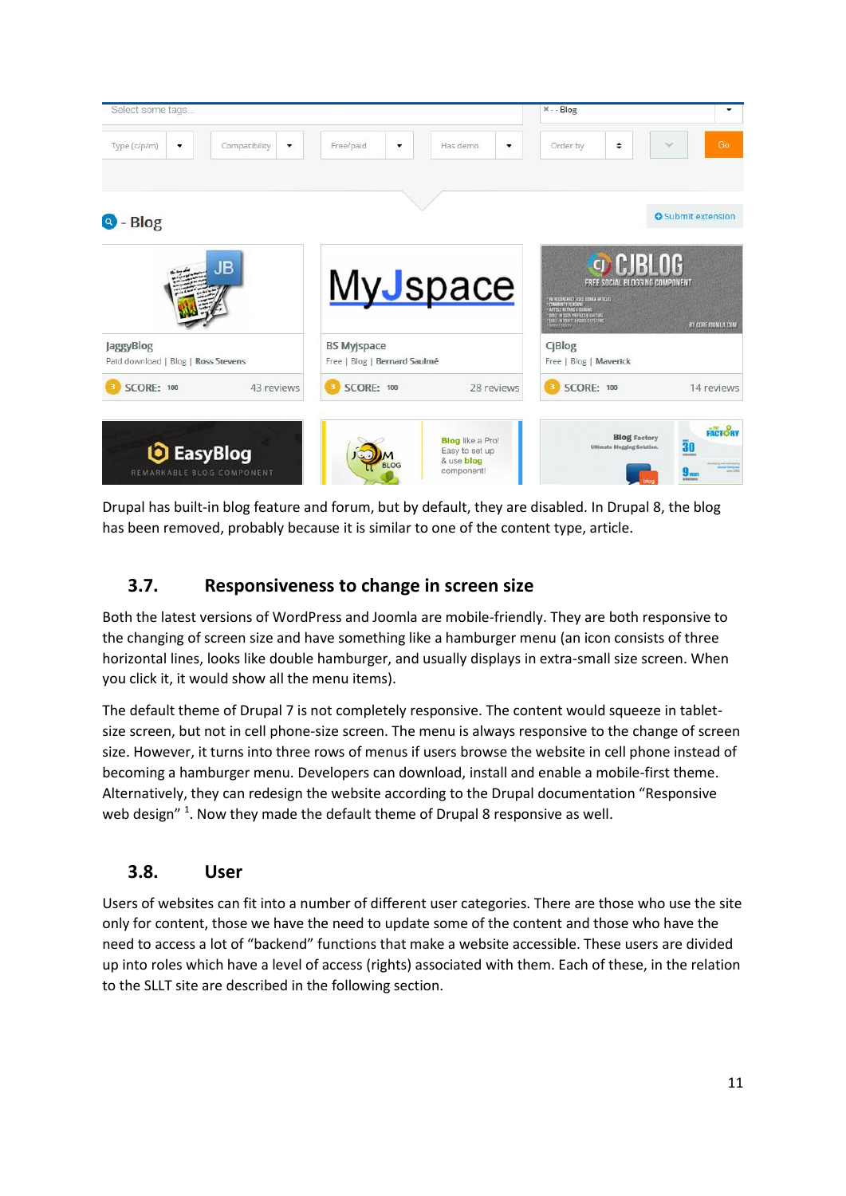Drupal has built-in blog feature and forum, but by default, they are disabled. In Drupal 8, the blog has been removed, probably because it is similar to one of the content type, article.

### 3.7. Responsiveness to change in screen size

Both the latest versions of WordPress and Joomla are mobile-friendly. They are both responsive to the changing of screen size and have something like a hamburger menu (an icon consists of three horizontal lines, looks like double hamburger, and usually displays in extra-small size screen. When you click it, it would show all the menu items).

The default theme of Drupal 7 is not completely responsive. The content would squeeze in tablet-size screen, but not in cell phone-size screen. The menu is always responsive to the change of screen size. However, it turns into three rows of menus if users browse the website in cell phone instead of becoming a hamburger menu. Developers can download, install and enable a mobile-first theme. Alternatively, they can redesign the website according to the Drupal documentation "Responsive web design" [1]. Now they made the default theme of Drupal 8 responsive as well.

### 3.8. User

Users of websites can fit into a number of different user categories. There are those who use the site only for content, those we have the need to update some of the content and those who have the need to access a lot of "backend" functions that make a website accessible. These users are divided up into roles which have a level of access (rights) associated with them. Each of these, in the relation to the SLLT site are described in the following section.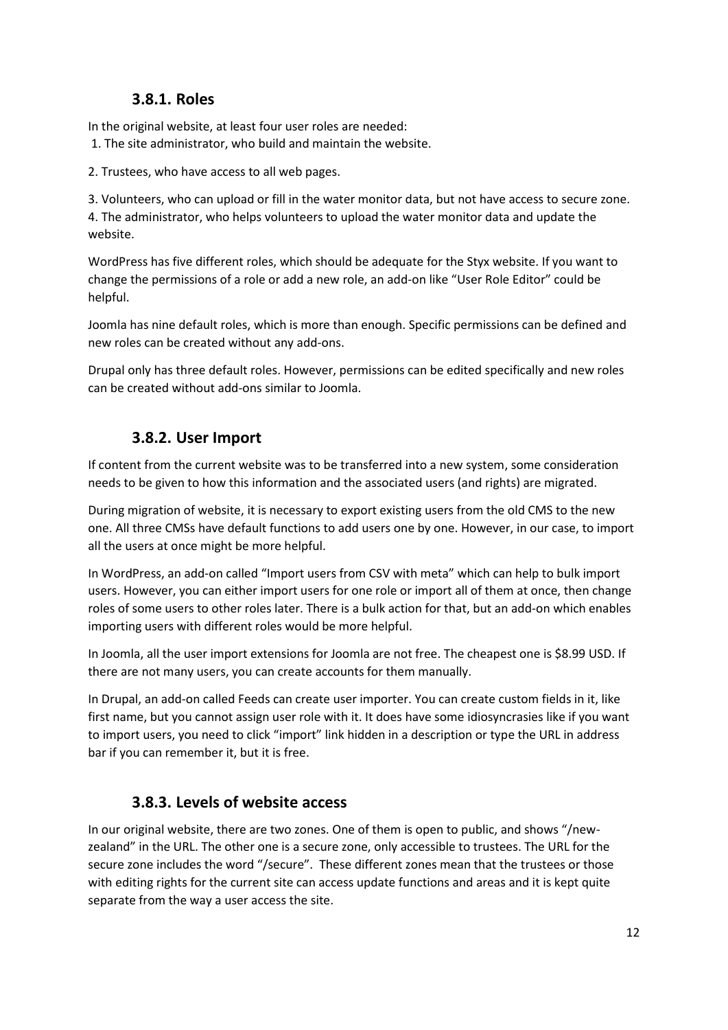### 3.8.1. Roles

In the original website, at least four user roles are needed:

1. The site administrator, who build and maintain the website.

2. Trustees, who have access to all web pages.

3. Volunteers, who can upload or fill in the water monitor data, but not have access to secure zone.
4. The administrator, who helps volunteers to upload the water monitor data and update the website.

WordPress has five different roles, which should be adequate for the Styx website. If you want to change the permissions of a role or add a new role, an add-on like "User Role Editor" could be helpful.

Joomla has nine default roles, which is more than enough. Specific permissions can be defined and new roles can be created without any add-ons.

Drupal only has three default roles. However, permissions can be edited specifically and new roles can be created without add-ons similar to Joomla.

### 3.8.2. User Import

If content from the current website was to be transferred into a new system, some consideration needs to be given to how this information and the associated users (and rights) are migrated.

During migration of website, it is necessary to export existing users from the old CMS to the new one. All three CMSs have default functions to add users one by one. However, in our case, to import all the users at once might be more helpful.

In WordPress, an add-on called "Import users from CSV with meta" which can help to bulk import users. However, you can either import users for one role or import all of them at once, then change roles of some users to other roles later. There is a bulk action for that, but an add-on which enables importing users with different roles would be more helpful.

In Joomla, all the user import extensions for Joomla are not free. The cheapest one is $8.99 USD. If there are not many users, you can create accounts for them manually.

In Drupal, an add-on called Feeds can create user importer. You can create custom fields in it, like first name, but you cannot assign user role with it. It does have some idiosyncrasies like if you want to import users, you need to click "import" link hidden in a description or type the URL in address bar if you can remember it, but it is free.

### 3.8.3. Levels of website access

In our original website, there are two zones. One of them is open to public, and shows "/new-zealand" in the URL. The other one is a secure zone, only accessible to trustees. The URL for the secure zone includes the word "/secure". These different zones mean that the trustees or those with editing rights for the current site can access update functions and areas and it is kept quite separate from the way a user access the site.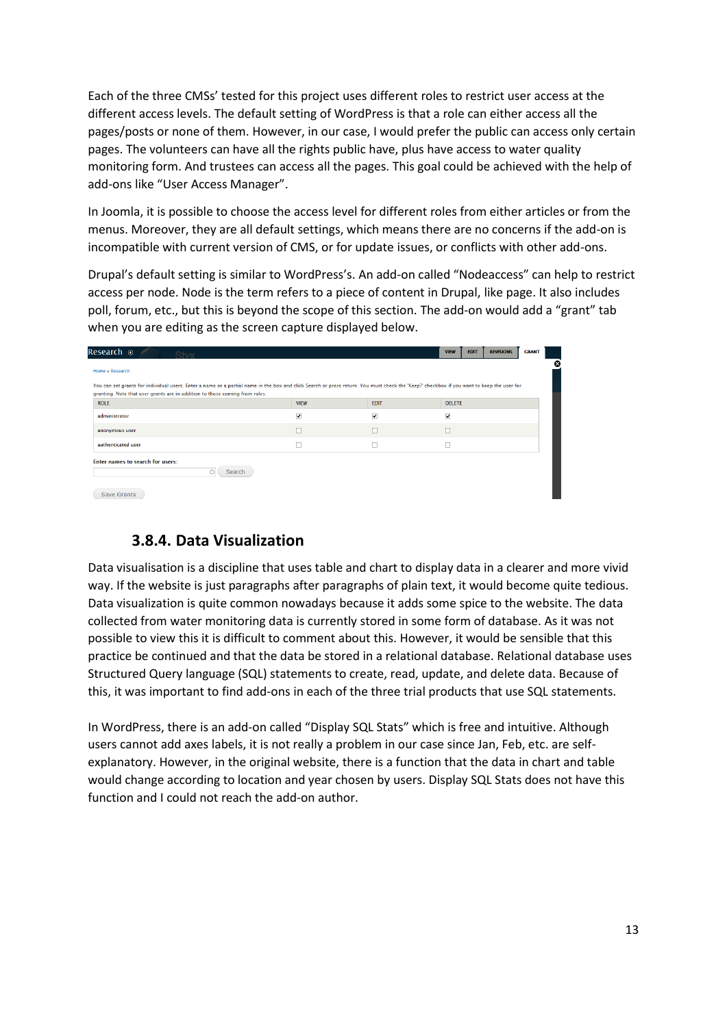Each of the three CMSs' tested for this project uses different roles to restrict user access at the different access levels. The default setting of WordPress is that a role can either access all the pages/posts or none of them. However, in our case, I would prefer the public can access only certain pages. The volunteers can have all the rights public have, plus have access to water quality monitoring form. And trustees can access all the pages. This goal could be achieved with the help of add-ons like "User Access Manager".

In Joomla, it is possible to choose the access level for different roles from either articles or from the menus. Moreover, they are all default settings, which means there are no concerns if the add-on is incompatible with current version of CMS, or for update issues, or conflicts with other add-ons.

Drupal's default setting is similar to WordPress's. An add-on called "Nodeaccess" can help to restrict access per node. Node is the term refers to a piece of content in Drupal, like page. It also includes poll, forum, etc., but this is beyond the scope of this section. The add-on would add a "grant" tab when you are editing as the screen capture displayed below.

### 3.8.4. Data Visualization

Data visualisation is a discipline that uses table and chart to display data in a clearer and more vivid way. If the website is just paragraphs after paragraphs of plain text, it would become quite tedious. Data visualization is quite common nowadays because it adds some spice to the website. The data collected from water monitoring data is currently stored in some form of database. As it was not possible to view this it is difficult to comment about this. However, it would be sensible that this practice be continued and that the data be stored in a relational database. Relational database uses Structured Query language (SQL) statements to create, read, update, and delete data. Because of this, it was important to find add-ons in each of the three trial products that use SQL statements.

In WordPress, there is an add-on called "Display SQL Stats" which is free and intuitive. Although users cannot add axes labels, it is not really a problem in our case since Jan, Feb, etc. are self-explanatory. However, in the original website, there is a function that the data in chart and table would change according to location and year chosen by users. Display SQL Stats does not have this function and I could not reach the add-on author.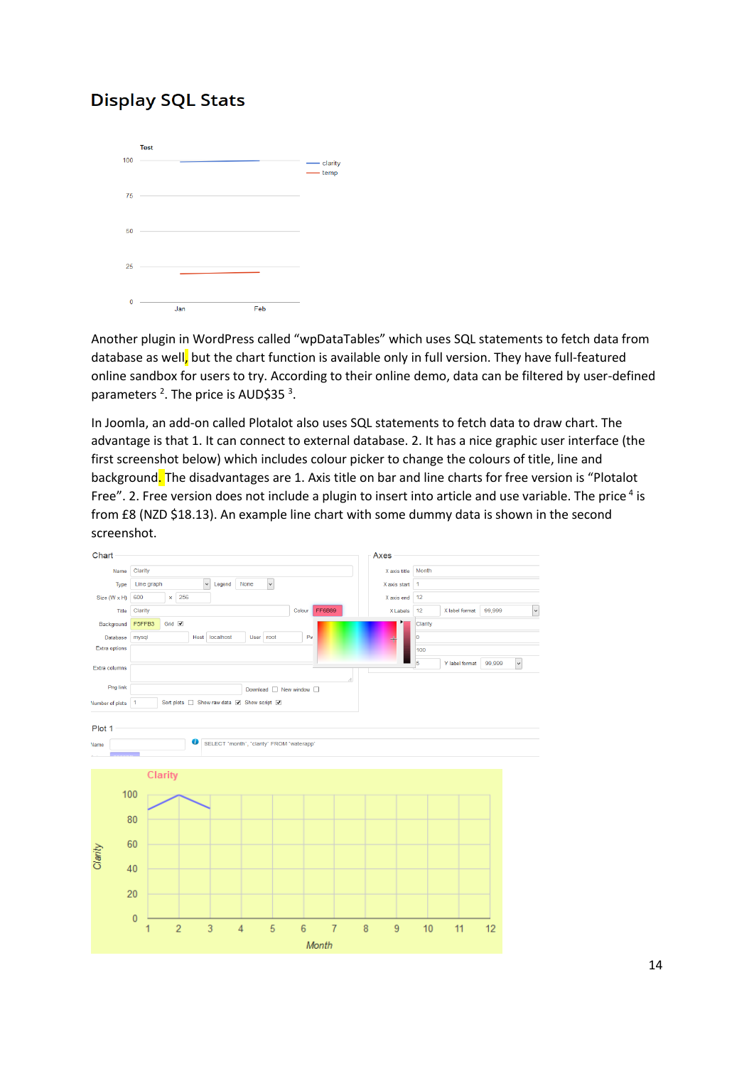## Display SQL Stats

Test

100

75

50

25

0

Jan

Feb

clarity

temp

Another plugin in WordPress called “wpDataTables” which uses SQL statements to fetch data from database as well, but the chart function is available only in full version. They have full-featured online sandbox for users to try. According to their online demo, data can be filtered by user-defined parameters [2]. The price is AUD$35 [3].

In Joomla, an add-on called Plotalot also uses SQL statements to fetch data to draw chart. The advantage is that 1. It can connect to external database. 2. It has a nice graphic user interface (the first screenshot below) which includes colour picker to change the colours of title, line and background. The disadvantages are 1. Axis title on bar and line charts for free version is “Plotalot Free”. 2. Free version does not include a plugin to insert into article and use variable. The price [4] is from £8 (NZD $18.13). An example line chart with some dummy data is shown in the second screenshot.

Chart

Name Clarity

Type Line graph Legend None

Size (W x H) 600 x 256

Title Clarity Colour FF6B89

Background F5FFB3 Grid

Database mysql Host localhost User root

Extra options

Extra columns

Png link Download New window

Number of plots 1 Sort plots Show raw data Show script

Axes

X axis title Month

X axis start 1

X axis end 12

X Labels 12 X label format 99,999

Clarity

0

100

5 Y label format 99,999

Plot 1

Name SELECT `month`, `clarity` FROM `waterapp`

Clarity

100

80

60

40

20

0

Clarity

1 2 3 4 5 6 7 8 9 10 11 12

Month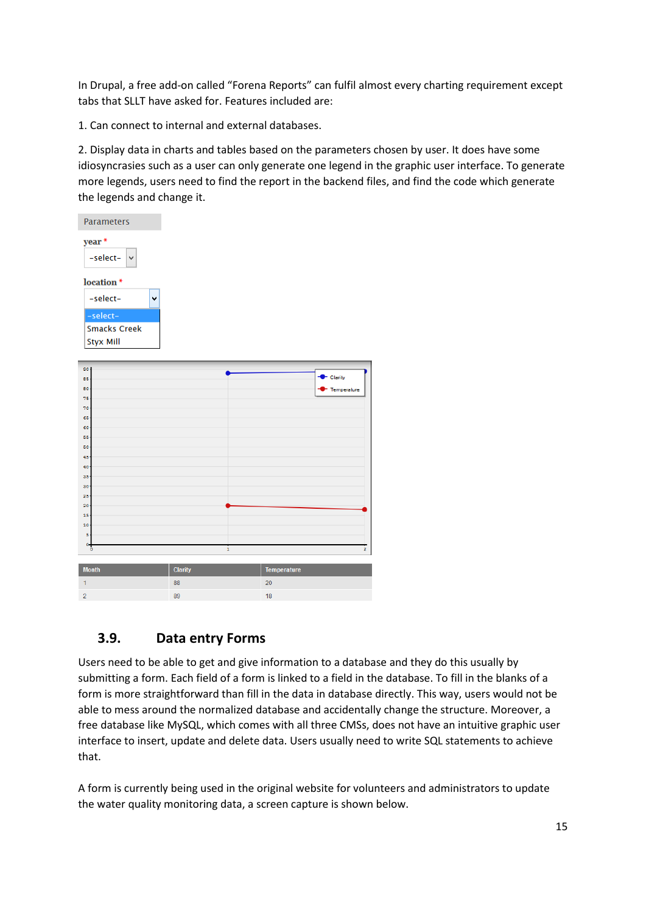In Drupal, a free add-on called “Forena Reports” can fulfil almost every charting requirement except tabs that SLLT have asked for. Features included are:

1. Can connect to internal and external databases.

2. Display data in charts and tables based on the parameters chosen by user. It does have some idiosyncrasies such as a user can only generate one legend in the graphic user interface. To generate more legends, users need to find the report in the backend files, and find the code which generate the legends and change it.

Parameters

year *

-select-

location *

-select-

-select-
Smacks Creek
Styx Mill

90
85
80
75
70
65
60
55
50
45
40
35
30
25
20
15
10
5
0

0
1
2

Clarity
Temperature

| Month | Clarity | Temperature |
|---|---|---|
| 1 | 88 | 20 |
| 2 | 89 | 18 |

## 3.9. Data entry Forms

Users need to be able to get and give information to a database and they do this usually by submitting a form. Each field of a form is linked to a field in the database. To fill in the blanks of a form is more straightforward than fill in the data in database directly. This way, users would not be able to mess around the normalized database and accidentally change the structure. Moreover, a free database like MySQL, which comes with all three CMSs, does not have an intuitive graphic user interface to insert, update and delete data. Users usually need to write SQL statements to achieve that.

A form is currently being used in the original website for volunteers and administrators to update the water quality monitoring data, a screen capture is shown below.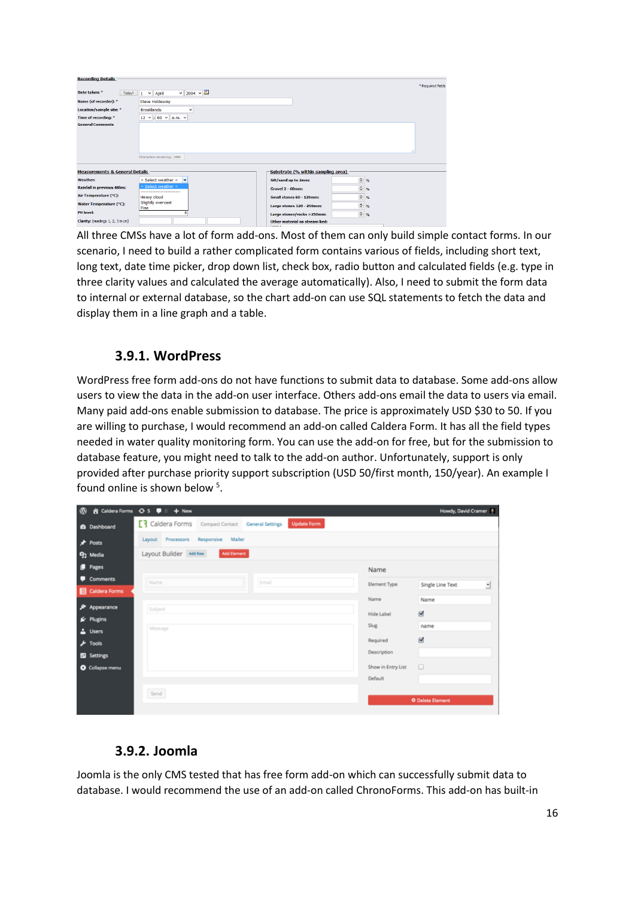All three CMSs have a lot of form add-ons. Most of them can only build simple contact forms. In our scenario, I need to build a rather complicated form contains various of fields, including short text, long text, date time picker, drop down list, check box, radio button and calculated fields (e.g. type in three clarity values and calculated the average automatically). Also, I need to submit the form data to internal or external database, so the chart add-on can use SQL statements to fetch the data and display them in a line graph and a table.

### 3.9.1. WordPress

WordPress free form add-ons do not have functions to submit data to database. Some add-ons allow users to view the data in the add-on user interface. Others add-ons email the data to users via email. Many paid add-ons enable submission to database. The price is approximately USD $30 to 50. If you are willing to purchase, I would recommend an add-on called Caldera Form. It has all the field types needed in water quality monitoring form. You can use the add-on for free, but for the submission to database feature, you might need to talk to the add-on author. Unfortunately, support is only provided after purchase priority support subscription (USD 50/first month, 150/year). An example I found online is shown below [5].

### 3.9.2. Joomla

Joomla is the only CMS tested that has free form add-on which can successfully submit data to database. I would recommend the use of an add-on called ChronoForms. This add-on has built-in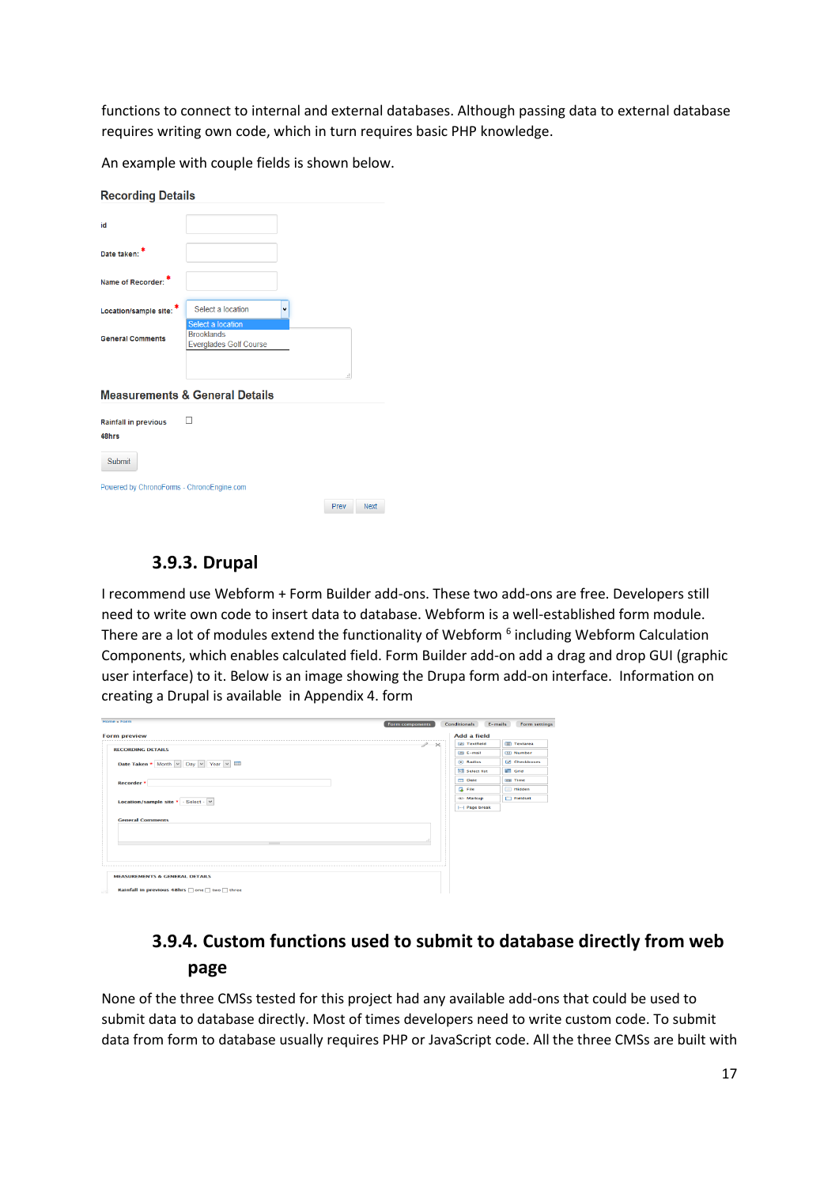functions to connect to internal and external databases. Although passing data to external database requires writing own code, which in turn requires basic PHP knowledge.

An example with couple fields is shown below.

### 3.9.3. Drupal

I recommend use Webform + Form Builder add-ons. These two add-ons are free. Developers still need to write own code to insert data to database. Webform is a well-established form module. There are a lot of modules extend the functionality of Webform [6] including Webform Calculation Components, which enables calculated field. Form Builder add-on add a drag and drop GUI (graphic user interface) to it. Below is an image showing the Drupa form add-on interface. Information on creating a Drupal is available in Appendix 4. form

### 3.9.4. Custom functions used to submit to database directly from web page

None of the three CMSs tested for this project had any available add-ons that could be used to submit data to database directly. Most of times developers need to write custom code. To submit data from form to database usually requires PHP or JavaScript code. All the three CMSs are built with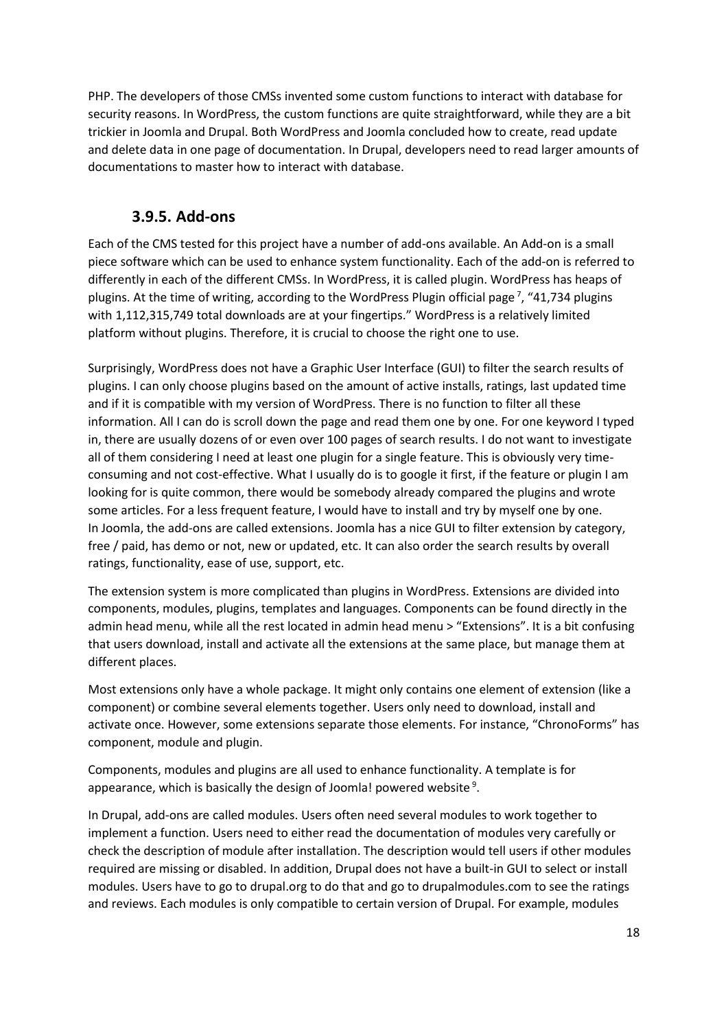PHP. The developers of those CMSs invented some custom functions to interact with database for security reasons. In WordPress, the custom functions are quite straightforward, while they are a bit trickier in Joomla and Drupal. Both WordPress and Joomla concluded how to create, read update and delete data in one page of documentation. In Drupal, developers need to read larger amounts of documentations to master how to interact with database.

### 3.9.5. Add-ons

Each of the CMS tested for this project have a number of add-ons available. An Add-on is a small piece software which can be used to enhance system functionality. Each of the add-on is referred to differently in each of the different CMSs. In WordPress, it is called plugin. WordPress has heaps of plugins. At the time of writing, according to the WordPress Plugin official page [7], "41,734 plugins with 1,112,315,749 total downloads are at your fingertips." WordPress is a relatively limited platform without plugins. Therefore, it is crucial to choose the right one to use.

Surprisingly, WordPress does not have a Graphic User Interface (GUI) to filter the search results of plugins. I can only choose plugins based on the amount of active installs, ratings, last updated time and if it is compatible with my version of WordPress. There is no function to filter all these information. All I can do is scroll down the page and read them one by one. For one keyword I typed in, there are usually dozens of or even over 100 pages of search results. I do not want to investigate all of them considering I need at least one plugin for a single feature. This is obviously very time-consuming and not cost-effective. What I usually do is to google it first, if the feature or plugin I am looking for is quite common, there would be somebody already compared the plugins and wrote some articles. For a less frequent feature, I would have to install and try by myself one by one.
In Joomla, the add-ons are called extensions. Joomla has a nice GUI to filter extension by category, free / paid, has demo or not, new or updated, etc. It can also order the search results by overall ratings, functionality, ease of use, support, etc.

The extension system is more complicated than plugins in WordPress. Extensions are divided into components, modules, plugins, templates and languages. Components can be found directly in the admin head menu, while all the rest located in admin head menu > "Extensions". It is a bit confusing that users download, install and activate all the extensions at the same place, but manage them at different places.

Most extensions only have a whole package. It might only contains one element of extension (like a component) or combine several elements together. Users only need to download, install and activate once. However, some extensions separate those elements. For instance, "ChronoForms" has component, module and plugin.

Components, modules and plugins are all used to enhance functionality. A template is for appearance, which is basically the design of Joomla! powered website [9].

In Drupal, add-ons are called modules. Users often need several modules to work together to implement a function. Users need to either read the documentation of modules very carefully or check the description of module after installation. The description would tell users if other modules required are missing or disabled. In addition, Drupal does not have a built-in GUI to select or install modules. Users have to go to drupal.org to do that and go to drupalmodules.com to see the ratings and reviews. Each modules is only compatible to certain version of Drupal. For example, modules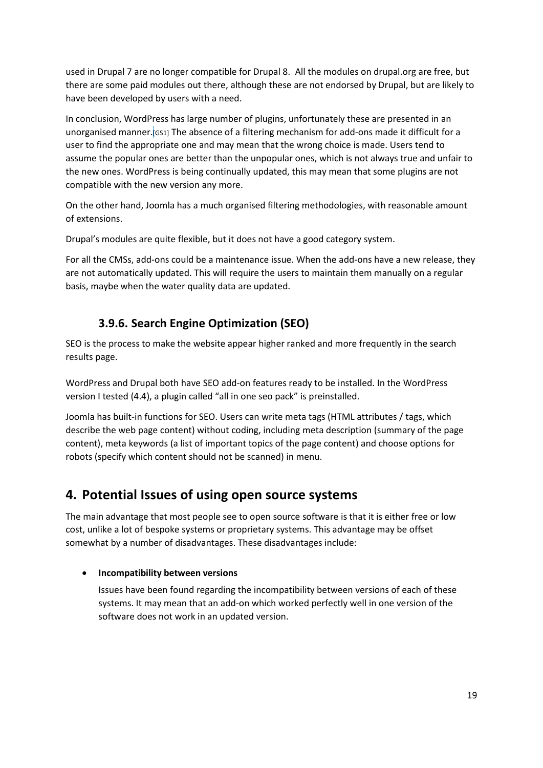used in Drupal 7 are no longer compatible for Drupal 8. All the modules on drupal.org are free, but there are some paid modules out there, although these are not endorsed by Drupal, but are likely to have been developed by users with a need.

In conclusion, WordPress has large number of plugins, unfortunately these are presented in an unorganised manner.[GS1] The absence of a filtering mechanism for add-ons made it difficult for a user to find the appropriate one and may mean that the wrong choice is made. Users tend to assume the popular ones are better than the unpopular ones, which is not always true and unfair to the new ones. WordPress is being continually updated, this may mean that some plugins are not compatible with the new version any more.

On the other hand, Joomla has a much organised filtering methodologies, with reasonable amount of extensions.

Drupal's modules are quite flexible, but it does not have a good category system.

For all the CMSs, add-ons could be a maintenance issue. When the add-ons have a new release, they are not automatically updated. This will require the users to maintain them manually on a regular basis, maybe when the water quality data are updated.

### 3.9.6. Search Engine Optimization (SEO)

SEO is the process to make the website appear higher ranked and more frequently in the search results page.

WordPress and Drupal both have SEO add-on features ready to be installed. In the WordPress version I tested (4.4), a plugin called "all in one seo pack" is preinstalled.

Joomla has built-in functions for SEO. Users can write meta tags (HTML attributes / tags, which describe the web page content) without coding, including meta description (summary of the page content), meta keywords (a list of important topics of the page content) and choose options for robots (specify which content should not be scanned) in menu.

## 4. Potential Issues of using open source systems

The main advantage that most people see to open source software is that it is either free or low cost, unlike a lot of bespoke systems or proprietary systems. This advantage may be offset somewhat by a number of disadvantages. These disadvantages include:

- **Incompatibility between versions**

  Issues have been found regarding the incompatibility between versions of each of these systems. It may mean that an add-on which worked perfectly well in one version of the software does not work in an updated version.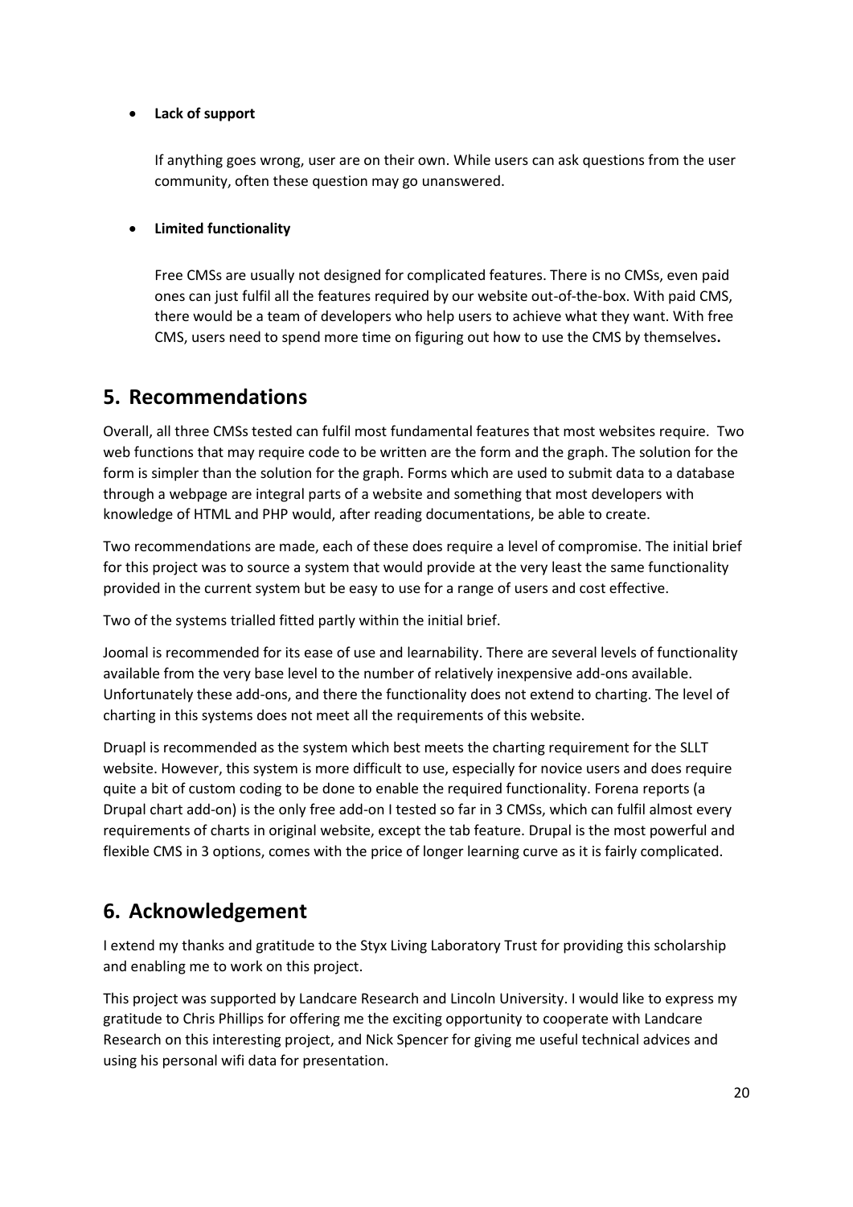- **Lack of support**

  If anything goes wrong, user are on their own. While users can ask questions from the user community, often these question may go unanswered.

- **Limited functionality**

  Free CMSs are usually not designed for complicated features. There is no CMSs, even paid ones can just fulfil all the features required by our website out-of-the-box. With paid CMS, there would be a team of developers who help users to achieve what they want. With free CMS, users need to spend more time on figuring out how to use the CMS by themselves**.**

## 5. Recommendations

Overall, all three CMSs tested can fulfil most fundamental features that most websites require. Two web functions that may require code to be written are the form and the graph. The solution for the form is simpler than the solution for the graph. Forms which are used to submit data to a database through a webpage are integral parts of a website and something that most developers with knowledge of HTML and PHP would, after reading documentations, be able to create.

Two recommendations are made, each of these does require a level of compromise. The initial brief for this project was to source a system that would provide at the very least the same functionality provided in the current system but be easy to use for a range of users and cost effective.

Two of the systems trialled fitted partly within the initial brief.

Joomal is recommended for its ease of use and learnability. There are several levels of functionality available from the very base level to the number of relatively inexpensive add-ons available. Unfortunately these add-ons, and there the functionality does not extend to charting. The level of charting in this systems does not meet all the requirements of this website.

Druapl is recommended as the system which best meets the charting requirement for the SLLT website. However, this system is more difficult to use, especially for novice users and does require quite a bit of custom coding to be done to enable the required functionality. Forena reports (a Drupal chart add-on) is the only free add-on I tested so far in 3 CMSs, which can fulfil almost every requirements of charts in original website, except the tab feature. Drupal is the most powerful and flexible CMS in 3 options, comes with the price of longer learning curve as it is fairly complicated.

## 6. Acknowledgement

I extend my thanks and gratitude to the Styx Living Laboratory Trust for providing this scholarship and enabling me to work on this project.

This project was supported by Landcare Research and Lincoln University. I would like to express my gratitude to Chris Phillips for offering me the exciting opportunity to cooperate with Landcare Research on this interesting project, and Nick Spencer for giving me useful technical advices and using his personal wifi data for presentation.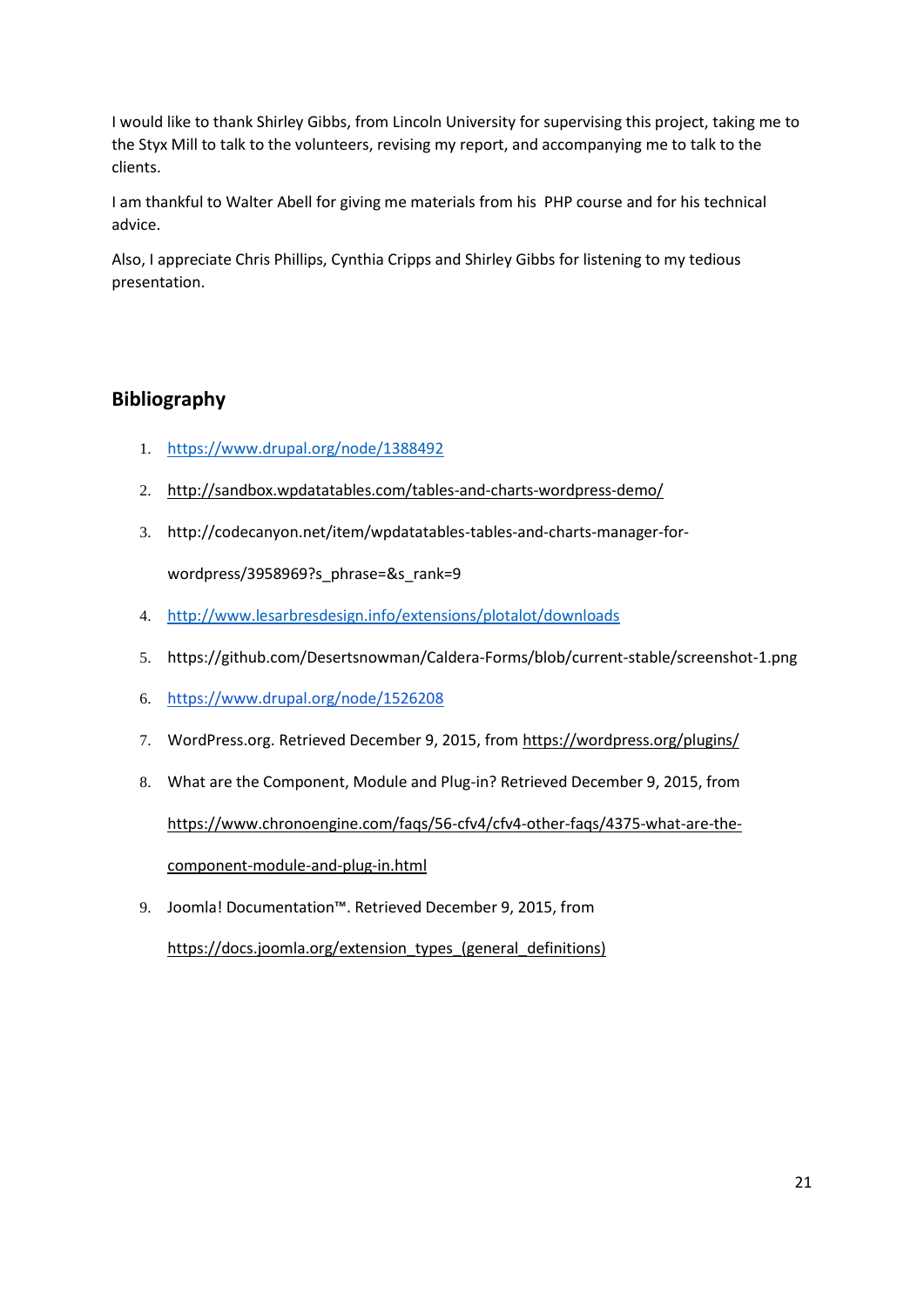I would like to thank Shirley Gibbs, from Lincoln University for supervising this project, taking me to the Styx Mill to talk to the volunteers, revising my report, and accompanying me to talk to the clients.

I am thankful to Walter Abell for giving me materials from his PHP course and for his technical advice.

Also, I appreciate Chris Phillips, Cynthia Cripps and Shirley Gibbs for listening to my tedious presentation.

## Bibliography

1. https://www.drupal.org/node/1388492
2. http://sandbox.wpdatatables.com/tables-and-charts-wordpress-demo/
3. http://codecanyon.net/item/wpdatatables-tables-and-charts-manager-for-wordpress/3958969?s_phrase=&s_rank=9
4. http://www.lesarbresdesign.info/extensions/plotalot/downloads
5. https://github.com/Desertsnowman/Caldera-Forms/blob/current-stable/screenshot-1.png
6. https://www.drupal.org/node/1526208
7. WordPress.org. Retrieved December 9, 2015, from https://wordpress.org/plugins/
8. What are the Component, Module and Plug-in? Retrieved December 9, 2015, from https://www.chronoengine.com/faqs/56-cfv4/cfv4-other-faqs/4375-what-are-the-component-module-and-plug-in.html
9. Joomla! Documentation™. Retrieved December 9, 2015, from https://docs.joomla.org/extension_types_(general_definitions)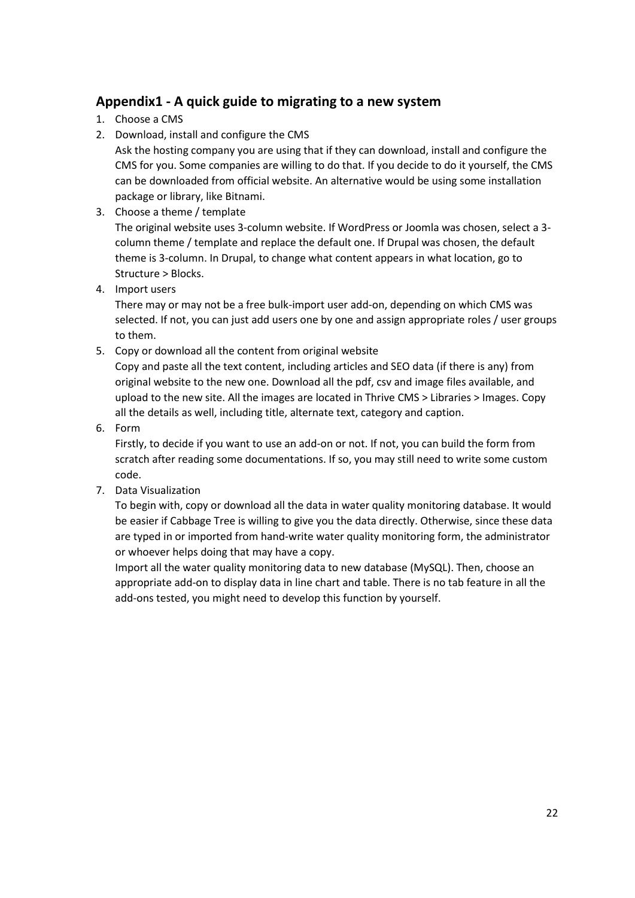## Appendix1 - A quick guide to migrating to a new system

1. Choose a CMS
2. Download, install and configure the CMS
   Ask the hosting company you are using that if they can download, install and configure the CMS for you. Some companies are willing to do that. If you decide to do it yourself, the CMS can be downloaded from official website. An alternative would be using some installation package or library, like Bitnami.
3. Choose a theme / template
   The original website uses 3-column website. If WordPress or Joomla was chosen, select a 3-column theme / template and replace the default one. If Drupal was chosen, the default theme is 3-column. In Drupal, to change what content appears in what location, go to Structure > Blocks.
4. Import users
   There may or may not be a free bulk-import user add-on, depending on which CMS was selected. If not, you can just add users one by one and assign appropriate roles / user groups to them.
5. Copy or download all the content from original website
   Copy and paste all the text content, including articles and SEO data (if there is any) from original website to the new one. Download all the pdf, csv and image files available, and upload to the new site. All the images are located in Thrive CMS > Libraries > Images. Copy all the details as well, including title, alternate text, category and caption.
6. Form
   Firstly, to decide if you want to use an add-on or not. If not, you can build the form from scratch after reading some documentations. If so, you may still need to write some custom code.
7. Data Visualization
   To begin with, copy or download all the data in water quality monitoring database. It would be easier if Cabbage Tree is willing to give you the data directly. Otherwise, since these data are typed in or imported from hand-write water quality monitoring form, the administrator or whoever helps doing that may have a copy.
   Import all the water quality monitoring data to new database (MySQL). Then, choose an appropriate add-on to display data in line chart and table. There is no tab feature in all the add-ons tested, you might need to develop this function by yourself.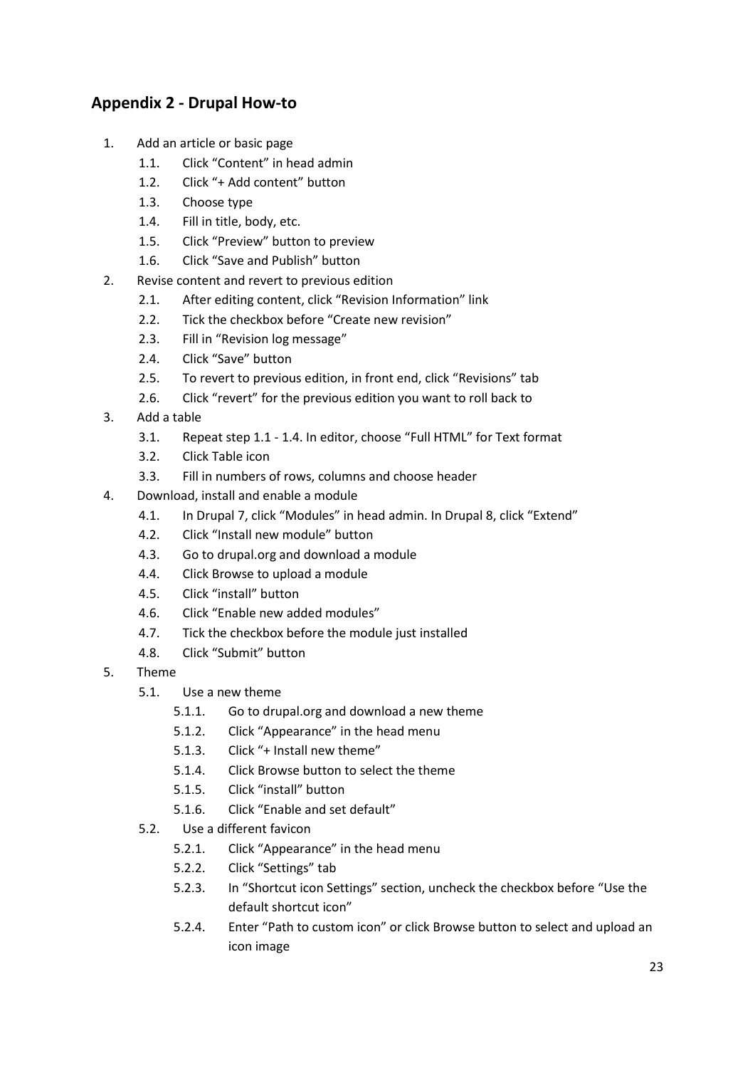## Appendix 2 - Drupal How-to

1. Add an article or basic page
    1.1. Click “Content” in head admin
    1.2. Click “+ Add content” button
    1.3. Choose type
    1.4. Fill in title, body, etc.
    1.5. Click “Preview” button to preview
    1.6. Click “Save and Publish” button
2. Revise content and revert to previous edition
    2.1. After editing content, click “Revision Information” link
    2.2. Tick the checkbox before “Create new revision”
    2.3. Fill in “Revision log message”
    2.4. Click “Save” button
    2.5. To revert to previous edition, in front end, click “Revisions” tab
    2.6. Click “revert” for the previous edition you want to roll back to
3. Add a table
    3.1. Repeat step 1.1 - 1.4. In editor, choose “Full HTML” for Text format
    3.2. Click Table icon
    3.3. Fill in numbers of rows, columns and choose header
4. Download, install and enable a module
    4.1. In Drupal 7, click “Modules” in head admin. In Drupal 8, click “Extend”
    4.2. Click “Install new module” button
    4.3. Go to drupal.org and download a module
    4.4. Click Browse to upload a module
    4.5. Click “install” button
    4.6. Click “Enable new added modules”
    4.7. Tick the checkbox before the module just installed
    4.8. Click “Submit” button
5. Theme
    5.1. Use a new theme
        5.1.1. Go to drupal.org and download a new theme
        5.1.2. Click “Appearance” in the head menu
        5.1.3. Click “+ Install new theme”
        5.1.4. Click Browse button to select the theme
        5.1.5. Click “install” button
        5.1.6. Click “Enable and set default”
    5.2. Use a different favicon
        5.2.1. Click “Appearance” in the head menu
        5.2.2. Click “Settings” tab
        5.2.3. In “Shortcut icon Settings” section, uncheck the checkbox before “Use the default shortcut icon”
        5.2.4. Enter “Path to custom icon” or click Browse button to select and upload an icon image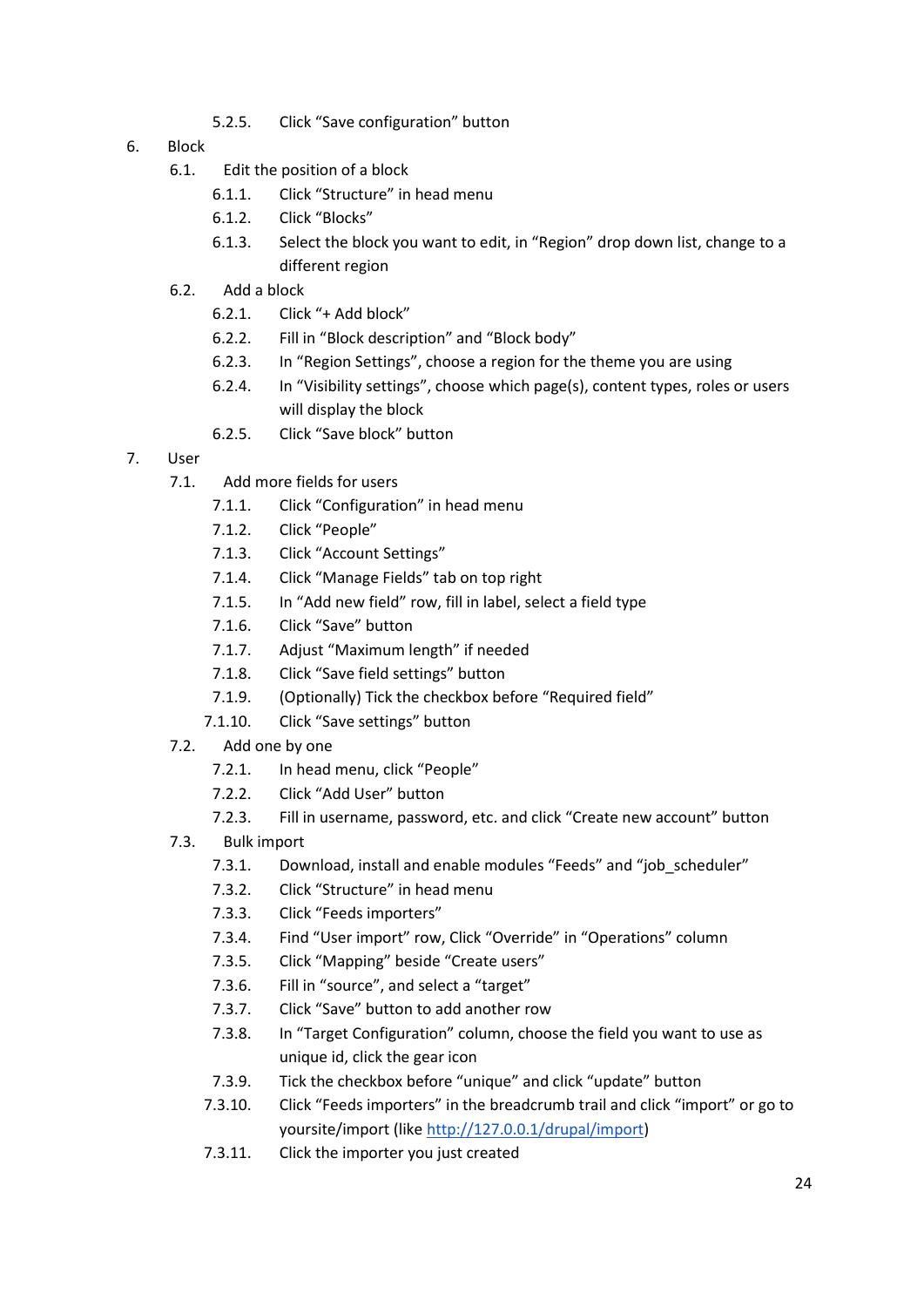- 5.2.5. Click “Save configuration” button

6. Block
   - 6.1. Edit the position of a block
     - 6.1.1. Click “Structure” in head menu
     - 6.1.2. Click “Blocks”
     - 6.1.3. Select the block you want to edit, in “Region” drop down list, change to a different region
   - 6.2. Add a block
     - 6.2.1. Click “+ Add block”
     - 6.2.2. Fill in “Block description” and “Block body”
     - 6.2.3. In “Region Settings”, choose a region for the theme you are using
     - 6.2.4. In “Visibility settings”, choose which page(s), content types, roles or users will display the block
     - 6.2.5. Click “Save block” button
7. User
   - 7.1. Add more fields for users
     - 7.1.1. Click “Configuration” in head menu
     - 7.1.2. Click “People”
     - 7.1.3. Click “Account Settings”
     - 7.1.4. Click “Manage Fields” tab on top right
     - 7.1.5. In “Add new field” row, fill in label, select a field type
     - 7.1.6. Click “Save” button
     - 7.1.7. Adjust “Maximum length” if needed
     - 7.1.8. Click “Save field settings” button
     - 7.1.9. (Optionally) Tick the checkbox before “Required field”
     - 7.1.10. Click “Save settings” button
   - 7.2. Add one by one
     - 7.2.1. In head menu, click “People”
     - 7.2.2. Click “Add User” button
     - 7.2.3. Fill in username, password, etc. and click “Create new account” button
   - 7.3. Bulk import
     - 7.3.1. Download, install and enable modules “Feeds” and “job_scheduler”
     - 7.3.2. Click “Structure” in head menu
     - 7.3.3. Click “Feeds importers”
     - 7.3.4. Find “User import” row, Click “Override” in “Operations” column
     - 7.3.5. Click “Mapping” beside “Create users”
     - 7.3.6. Fill in “source”, and select a “target”
     - 7.3.7. Click “Save” button to add another row
     - 7.3.8. In “Target Configuration” column, choose the field you want to use as unique id, click the gear icon
     - 7.3.9. Tick the checkbox before “unique” and click “update” button
     - 7.3.10. Click “Feeds importers” in the breadcrumb trail and click “import” or go to yoursite/import (like http://127.0.0.1/drupal/import)
     - 7.3.11. Click the importer you just created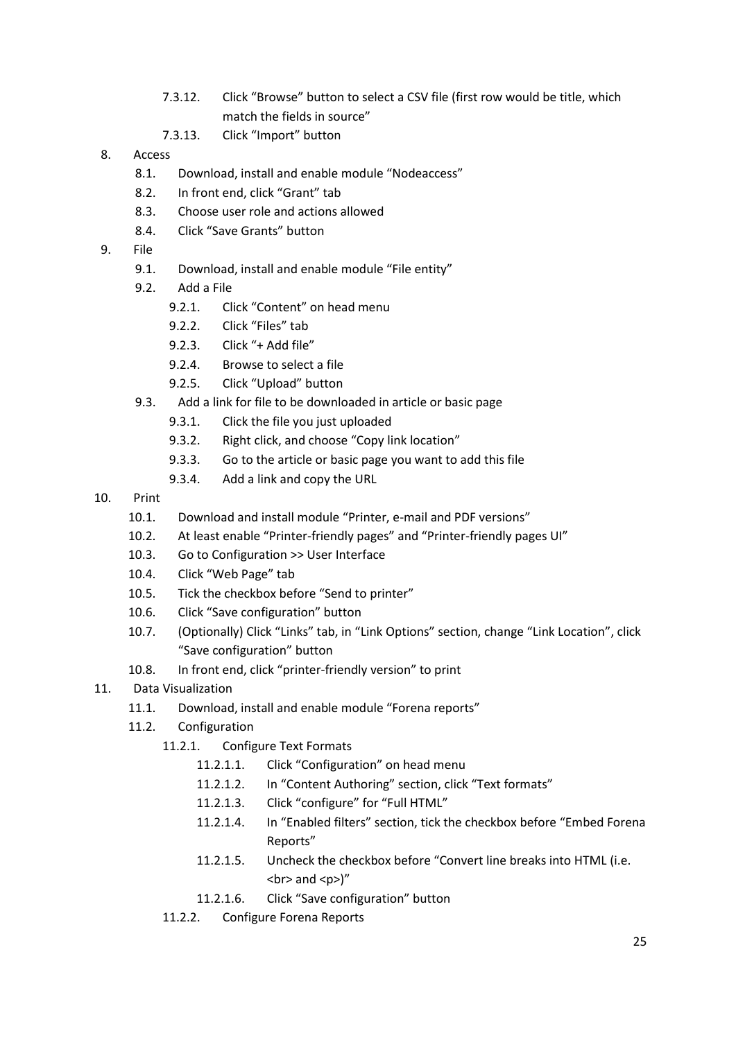- 7.3.12. Click "Browse" button to select a CSV file (first row would be title, which match the fields in source"
- 7.3.13. Click "Import" button

8. Access
   - 8.1. Download, install and enable module "Nodeaccess"
   - 8.2. In front end, click "Grant" tab
   - 8.3. Choose user role and actions allowed
   - 8.4. Click "Save Grants" button
9. File
   - 9.1. Download, install and enable module "File entity"
   - 9.2. Add a File
     - 9.2.1. Click "Content" on head menu
     - 9.2.2. Click "Files" tab
     - 9.2.3. Click "+ Add file"
     - 9.2.4. Browse to select a file
     - 9.2.5. Click "Upload" button
   - 9.3. Add a link for file to be downloaded in article or basic page
     - 9.3.1. Click the file you just uploaded
     - 9.3.2. Right click, and choose "Copy link location"
     - 9.3.3. Go to the article or basic page you want to add this file
     - 9.3.4. Add a link and copy the URL
10. Print
    - 10.1. Download and install module "Printer, e-mail and PDF versions"
    - 10.2. At least enable "Printer-friendly pages" and "Printer-friendly pages UI"
    - 10.3. Go to Configuration >> User Interface
    - 10.4. Click "Web Page" tab
    - 10.5. Tick the checkbox before "Send to printer"
    - 10.6. Click "Save configuration" button
    - 10.7. (Optionally) Click "Links" tab, in "Link Options" section, change "Link Location", click "Save configuration" button
    - 10.8. In front end, click "printer-friendly version" to print
11. Data Visualization
    - 11.1. Download, install and enable module "Forena reports"
    - 11.2. Configuration
      - 11.2.1. Configure Text Formats
        - 11.2.1.1. Click "Configuration" on head menu
        - 11.2.1.2. In "Content Authoring" section, click "Text formats"
        - 11.2.1.3. Click "configure" for "Full HTML"
        - 11.2.1.4. In "Enabled filters" section, tick the checkbox before "Embed Forena Reports"
        - 11.2.1.5. Uncheck the checkbox before "Convert line breaks into HTML (i.e. <br> and <p>)"
        - 11.2.1.6. Click "Save configuration" button
      - 11.2.2. Configure Forena Reports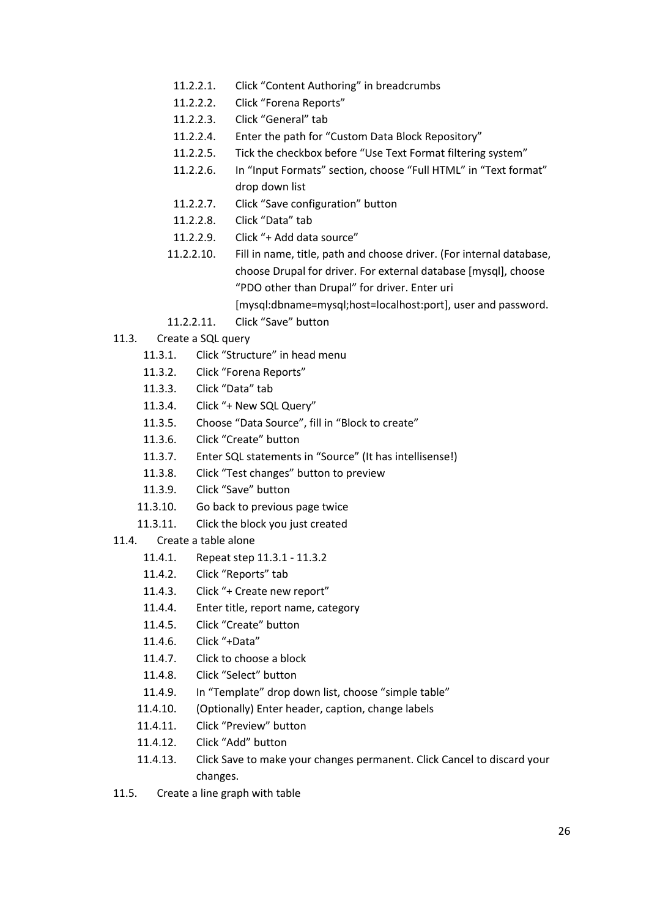- 11.2.2.1. Click “Content Authoring” in breadcrumbs
- 11.2.2.2. Click “Forena Reports”
- 11.2.2.3. Click “General” tab
- 11.2.2.4. Enter the path for “Custom Data Block Repository”
- 11.2.2.5. Tick the checkbox before “Use Text Format filtering system”
- 11.2.2.6. In “Input Formats” section, choose “Full HTML” in “Text format” drop down list
- 11.2.2.7. Click “Save configuration” button
- 11.2.2.8. Click “Data” tab
- 11.2.2.9. Click “+ Add data source”
- 11.2.2.10. Fill in name, title, path and choose driver. (For internal database, choose Drupal for driver. For external database [mysql], choose “PDO other than Drupal” for driver. Enter uri [mysql:dbname=mysql;host=localhost:port], user and password.
- 11.2.2.11. Click “Save” button

11.3. Create a SQL query

- 11.3.1. Click “Structure” in head menu
- 11.3.2. Click “Forena Reports”
- 11.3.3. Click “Data” tab
- 11.3.4. Click “+ New SQL Query”
- 11.3.5. Choose “Data Source”, fill in “Block to create”
- 11.3.6. Click “Create” button
- 11.3.7. Enter SQL statements in “Source” (It has intellisense!)
- 11.3.8. Click “Test changes” button to preview
- 11.3.9. Click “Save” button
- 11.3.10. Go back to previous page twice
- 11.3.11. Click the block you just created

11.4. Create a table alone

- 11.4.1. Repeat step 11.3.1 - 11.3.2
- 11.4.2. Click “Reports” tab
- 11.4.3. Click “+ Create new report”
- 11.4.4. Enter title, report name, category
- 11.4.5. Click “Create” button
- 11.4.6. Click “+Data”
- 11.4.7. Click to choose a block
- 11.4.8. Click “Select” button
- 11.4.9. In “Template” drop down list, choose “simple table”
- 11.4.10. (Optionally) Enter header, caption, change labels
- 11.4.11. Click “Preview” button
- 11.4.12. Click “Add” button
- 11.4.13. Click Save to make your changes permanent. Click Cancel to discard your changes.

11.5. Create a line graph with table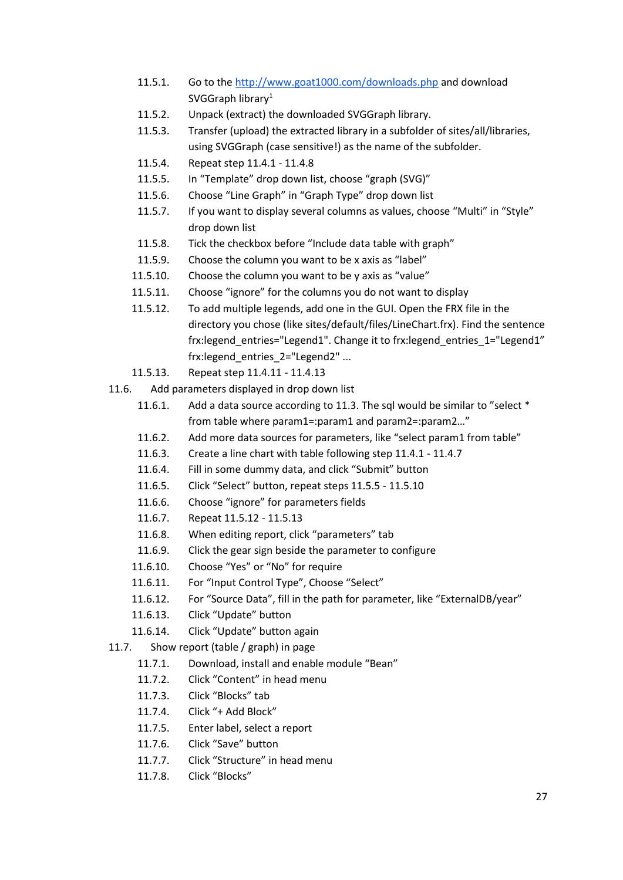11.5.1. Go to the http://www.goat1000.com/downloads.php and download SVGGraph library[1]

11.5.2. Unpack (extract) the downloaded SVGGraph library.

11.5.3. Transfer (upload) the extracted library in a subfolder of sites/all/libraries, using SVGGraph (case sensitive!) as the name of the subfolder.

11.5.4. Repeat step 11.4.1 - 11.4.8

11.5.5. In "Template" drop down list, choose "graph (SVG)"

11.5.6. Choose "Line Graph" in "Graph Type" drop down list

11.5.7. If you want to display several columns as values, choose "Multi" in "Style" drop down list

11.5.8. Tick the checkbox before "Include data table with graph"

11.5.9. Choose the column you want to be x axis as "label"

11.5.10. Choose the column you want to be y axis as "value"

11.5.11. Choose "ignore" for the columns you do not want to display

11.5.12. To add multiple legends, add one in the GUI. Open the FRX file in the directory you chose (like sites/default/files/LineChart.frx). Find the sentence frx:legend_entries="Legend1". Change it to frx:legend_entries_1="Legend1" frx:legend_entries_2="Legend2" ...

11.5.13. Repeat step 11.4.11 - 11.4.13

11.6. Add parameters displayed in drop down list

11.6.1. Add a data source according to 11.3. The sql would be similar to "select * from table where param1=:param1 and param2=:param2…"

11.6.2. Add more data sources for parameters, like "select param1 from table"

11.6.3. Create a line chart with table following step 11.4.1 - 11.4.7

11.6.4. Fill in some dummy data, and click "Submit" button

11.6.5. Click "Select" button, repeat steps 11.5.5 - 11.5.10

11.6.6. Choose "ignore" for parameters fields

11.6.7. Repeat 11.5.12 - 11.5.13

11.6.8. When editing report, click "parameters" tab

11.6.9. Click the gear sign beside the parameter to configure

11.6.10. Choose "Yes" or "No" for require

11.6.11. For "Input Control Type", Choose "Select"

11.6.12. For "Source Data", fill in the path for parameter, like "ExternalDB/year"

11.6.13. Click "Update" button

11.6.14. Click "Update" button again

11.7. Show report (table / graph) in page

11.7.1. Download, install and enable module "Bean"

11.7.2. Click "Content" in head menu

11.7.3. Click "Blocks" tab

11.7.4. Click "+ Add Block"

11.7.5. Enter label, select a report

11.7.6. Click "Save" button

11.7.7. Click "Structure" in head menu

11.7.8. Click "Blocks"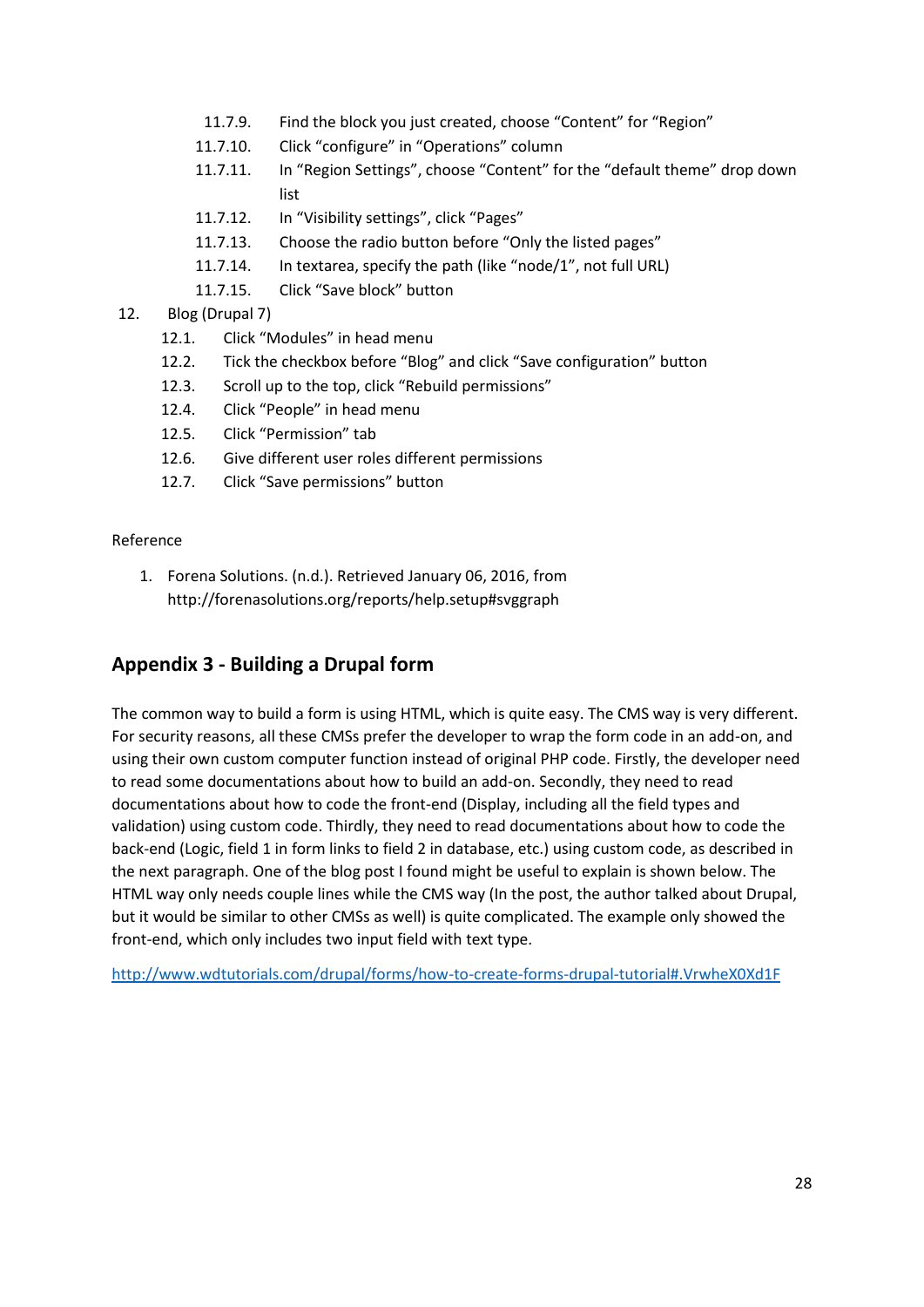- 11.7.9. Find the block you just created, choose “Content” for “Region”
- 11.7.10. Click “configure” in “Operations” column
- 11.7.11. In “Region Settings”, choose “Content” for the “default theme” drop down list
- 11.7.12. In “Visibility settings”, click “Pages”
- 11.7.13. Choose the radio button before “Only the listed pages”
- 11.7.14. In textarea, specify the path (like “node/1”, not full URL)
- 11.7.15. Click “Save block” button

12. Blog (Drupal 7)
    - 12.1. Click “Modules” in head menu
    - 12.2. Tick the checkbox before “Blog” and click “Save configuration” button
    - 12.3. Scroll up to the top, click “Rebuild permissions”
    - 12.4. Click “People” in head menu
    - 12.5. Click “Permission” tab
    - 12.6. Give different user roles different permissions
    - 12.7. Click “Save permissions” button

Reference

1. Forena Solutions. (n.d.). Retrieved January 06, 2016, from http://forenasolutions.org/reports/help.setup#svggraph

## Appendix 3 - Building a Drupal form

The common way to build a form is using HTML, which is quite easy. The CMS way is very different. For security reasons, all these CMSs prefer the developer to wrap the form code in an add-on, and using their own custom computer function instead of original PHP code. Firstly, the developer need to read some documentations about how to build an add-on. Secondly, they need to read documentations about how to code the front-end (Display, including all the field types and validation) using custom code. Thirdly, they need to read documentations about how to code the back-end (Logic, field 1 in form links to field 2 in database, etc.) using custom code, as described in the next paragraph. One of the blog post I found might be useful to explain is shown below. The HTML way only needs couple lines while the CMS way (In the post, the author talked about Drupal, but it would be similar to other CMSs as well) is quite complicated. The example only showed the front-end, which only includes two input field with text type.

http://www.wdtutorials.com/drupal/forms/how-to-create-forms-drupal-tutorial#.VrwheX0Xd1F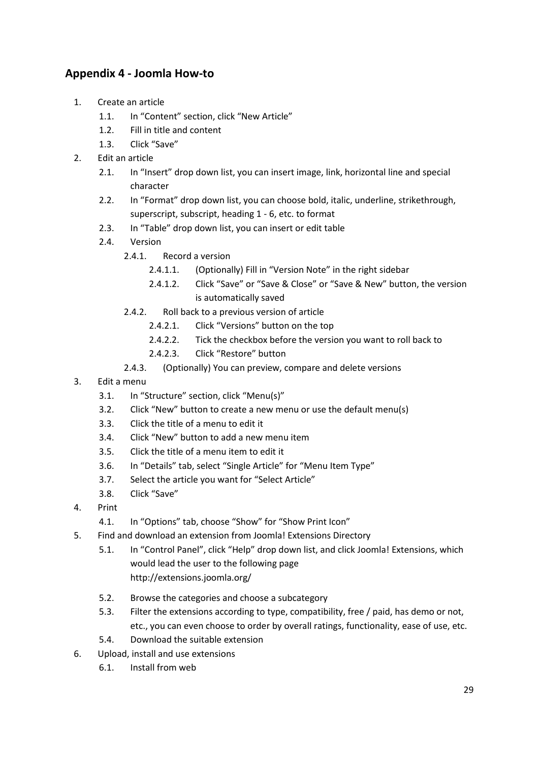## Appendix 4 - Joomla How-to

1. Create an article
    1.1. In "Content" section, click "New Article"
    1.2. Fill in title and content
    1.3. Click "Save"
2. Edit an article
    2.1. In "Insert" drop down list, you can insert image, link, horizontal line and special character
    2.2. In "Format" drop down list, you can choose bold, italic, underline, strikethrough, superscript, subscript, heading 1 - 6, etc. to format
    2.3. In "Table" drop down list, you can insert or edit table
    2.4. Version
        2.4.1. Record a version
            2.4.1.1. (Optionally) Fill in "Version Note" in the right sidebar
            2.4.1.2. Click "Save" or "Save & Close" or "Save & New" button, the version is automatically saved
        2.4.2. Roll back to a previous version of article
            2.4.2.1. Click "Versions" button on the top
            2.4.2.2. Tick the checkbox before the version you want to roll back to
            2.4.2.3. Click "Restore" button
        2.4.3. (Optionally) You can preview, compare and delete versions
3. Edit a menu
    3.1. In "Structure" section, click "Menu(s)"
    3.2. Click "New" button to create a new menu or use the default menu(s)
    3.3. Click the title of a menu to edit it
    3.4. Click "New" button to add a new menu item
    3.5. Click the title of a menu item to edit it
    3.6. In "Details" tab, select "Single Article" for "Menu Item Type"
    3.7. Select the article you want for "Select Article"
    3.8. Click "Save"
4. Print
    4.1. In "Options" tab, choose "Show" for "Show Print Icon"
5. Find and download an extension from Joomla! Extensions Directory
    5.1. In "Control Panel", click "Help" drop down list, and click Joomla! Extensions, which would lead the user to the following page http://extensions.joomla.org/
    5.2. Browse the categories and choose a subcategory
    5.3. Filter the extensions according to type, compatibility, free / paid, has demo or not, etc., you can even choose to order by overall ratings, functionality, ease of use, etc.
    5.4. Download the suitable extension
6. Upload, install and use extensions
    6.1. Install from web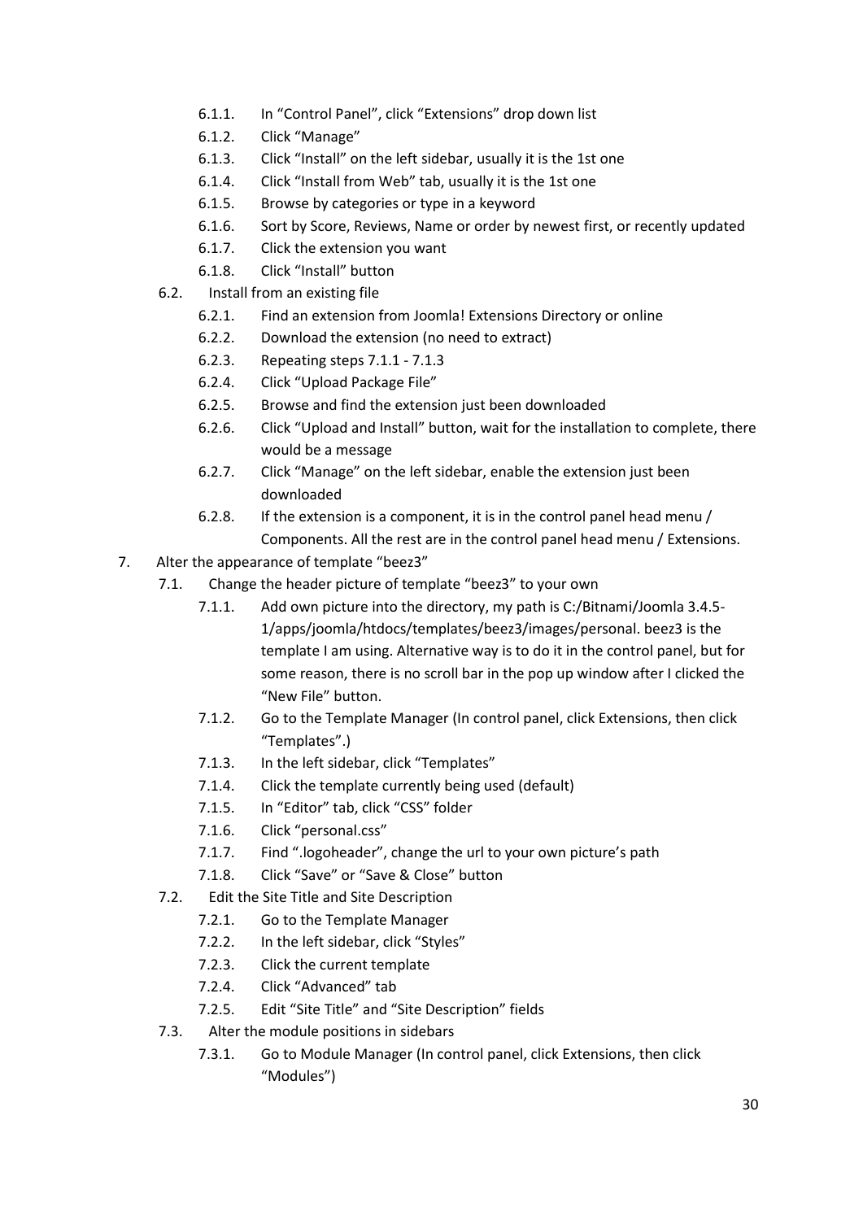- 6.1.1. In “Control Panel”, click “Extensions” drop down list
- 6.1.2. Click “Manage”
- 6.1.3. Click “Install” on the left sidebar, usually it is the 1st one
- 6.1.4. Click “Install from Web” tab, usually it is the 1st one
- 6.1.5. Browse by categories or type in a keyword
- 6.1.6. Sort by Score, Reviews, Name or order by newest first, or recently updated
- 6.1.7. Click the extension you want
- 6.1.8. Click “Install” button

6.2. Install from an existing file

- 6.2.1. Find an extension from Joomla! Extensions Directory or online
- 6.2.2. Download the extension (no need to extract)
- 6.2.3. Repeating steps 7.1.1 - 7.1.3
- 6.2.4. Click “Upload Package File”
- 6.2.5. Browse and find the extension just been downloaded
- 6.2.6. Click “Upload and Install” button, wait for the installation to complete, there would be a message
- 6.2.7. Click “Manage” on the left sidebar, enable the extension just been downloaded
- 6.2.8. If the extension is a component, it is in the control panel head menu / Components. All the rest are in the control panel head menu / Extensions.

7. Alter the appearance of template “beez3”

7.1. Change the header picture of template “beez3” to your own

- 7.1.1. Add own picture into the directory, my path is C:/Bitnami/Joomla 3.4.5-1/apps/joomla/htdocs/templates/beez3/images/personal. beez3 is the template I am using. Alternative way is to do it in the control panel, but for some reason, there is no scroll bar in the pop up window after I clicked the “New File” button.
- 7.1.2. Go to the Template Manager (In control panel, click Extensions, then click “Templates”.)
- 7.1.3. In the left sidebar, click “Templates”
- 7.1.4. Click the template currently being used (default)
- 7.1.5. In “Editor” tab, click “CSS” folder
- 7.1.6. Click “personal.css”
- 7.1.7. Find “.logoheader”, change the url to your own picture’s path
- 7.1.8. Click “Save” or “Save & Close” button

7.2. Edit the Site Title and Site Description

- 7.2.1. Go to the Template Manager
- 7.2.2. In the left sidebar, click “Styles”
- 7.2.3. Click the current template
- 7.2.4. Click “Advanced” tab
- 7.2.5. Edit “Site Title” and “Site Description” fields

7.3. Alter the module positions in sidebars

- 7.3.1. Go to Module Manager (In control panel, click Extensions, then click “Modules”)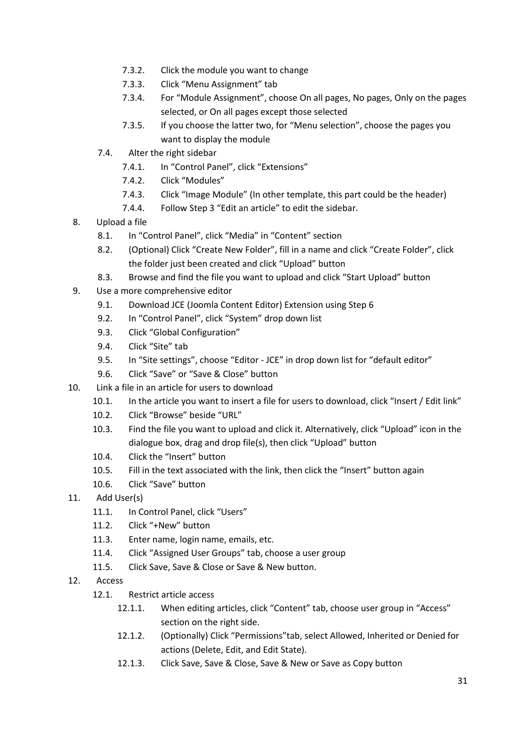- 7.3.2. Click the module you want to change
- 7.3.3. Click "Menu Assignment" tab
- 7.3.4. For "Module Assignment", choose On all pages, No pages, Only on the pages selected, or On all pages except those selected
- 7.3.5. If you choose the latter two, for "Menu selection", choose the pages you want to display the module

7.4. Alter the right sidebar

- 7.4.1. In "Control Panel", click "Extensions"
- 7.4.2. Click "Modules"
- 7.4.3. Click "Image Module" (In other template, this part could be the header)
- 7.4.4. Follow Step 3 "Edit an article" to edit the sidebar.

8. Upload a file

- 8.1. In "Control Panel", click "Media" in "Content" section
- 8.2. (Optional) Click "Create New Folder", fill in a name and click "Create Folder", click the folder just been created and click "Upload" button
- 8.3. Browse and find the file you want to upload and click "Start Upload" button

9. Use a more comprehensive editor

- 9.1. Download JCE (Joomla Content Editor) Extension using Step 6
- 9.2. In "Control Panel", click "System" drop down list
- 9.3. Click "Global Configuration"
- 9.4. Click "Site" tab
- 9.5. In "Site settings", choose "Editor - JCE" in drop down list for "default editor"
- 9.6. Click "Save" or "Save & Close" button

10. Link a file in an article for users to download

- 10.1. In the article you want to insert a file for users to download, click "Insert / Edit link"
- 10.2. Click "Browse" beside "URL"
- 10.3. Find the file you want to upload and click it. Alternatively, click "Upload" icon in the dialogue box, drag and drop file(s), then click "Upload" button
- 10.4. Click the "Insert" button
- 10.5. Fill in the text associated with the link, then click the "Insert" button again
- 10.6. Click "Save" button

11. Add User(s)

- 11.1. In Control Panel, click "Users"
- 11.2. Click "+New" button
- 11.3. Enter name, login name, emails, etc.
- 11.4. Click "Assigned User Groups" tab, choose a user group
- 11.5. Click Save, Save & Close or Save & New button.

12. Access

12.1. Restrict article access

- 12.1.1. When editing articles, click "Content" tab, choose user group in "Access" section on the right side.
- 12.1.2. (Optionally) Click "Permissions"tab, select Allowed, Inherited or Denied for actions (Delete, Edit, and Edit State).
- 12.1.3. Click Save, Save & Close, Save & New or Save as Copy button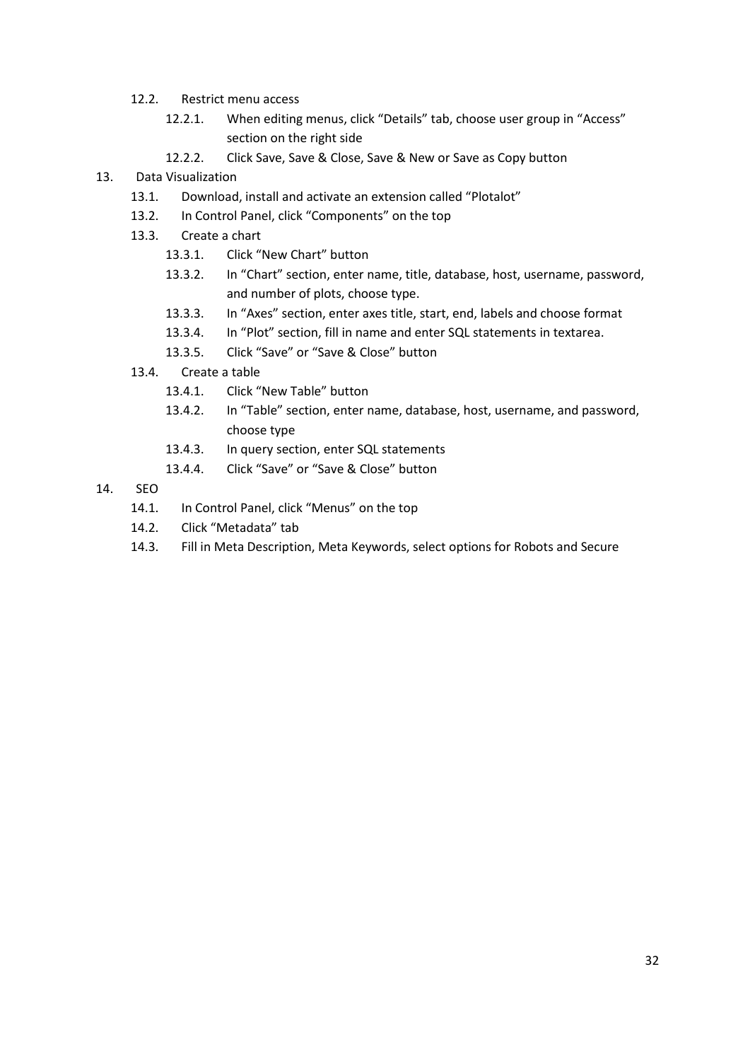- 12.2. Restrict menu access
  - 12.2.1. When editing menus, click “Details” tab, choose user group in “Access” section on the right side
  - 12.2.2. Click Save, Save & Close, Save & New or Save as Copy button

13. Data Visualization
- 13.1. Download, install and activate an extension called “Plotalot”
- 13.2. In Control Panel, click “Components” on the top
- 13.3. Create a chart
  - 13.3.1. Click “New Chart” button
  - 13.3.2. In “Chart” section, enter name, title, database, host, username, password, and number of plots, choose type.
  - 13.3.3. In “Axes” section, enter axes title, start, end, labels and choose format
  - 13.3.4. In “Plot” section, fill in name and enter SQL statements in textarea.
  - 13.3.5. Click “Save” or “Save & Close” button
- 13.4. Create a table
  - 13.4.1. Click “New Table” button
  - 13.4.2. In “Table” section, enter name, database, host, username, and password, choose type
  - 13.4.3. In query section, enter SQL statements
  - 13.4.4. Click “Save” or “Save & Close” button

14. SEO
- 14.1. In Control Panel, click “Menus” on the top
- 14.2. Click “Metadata” tab
- 14.3. Fill in Meta Description, Meta Keywords, select options for Robots and Secure